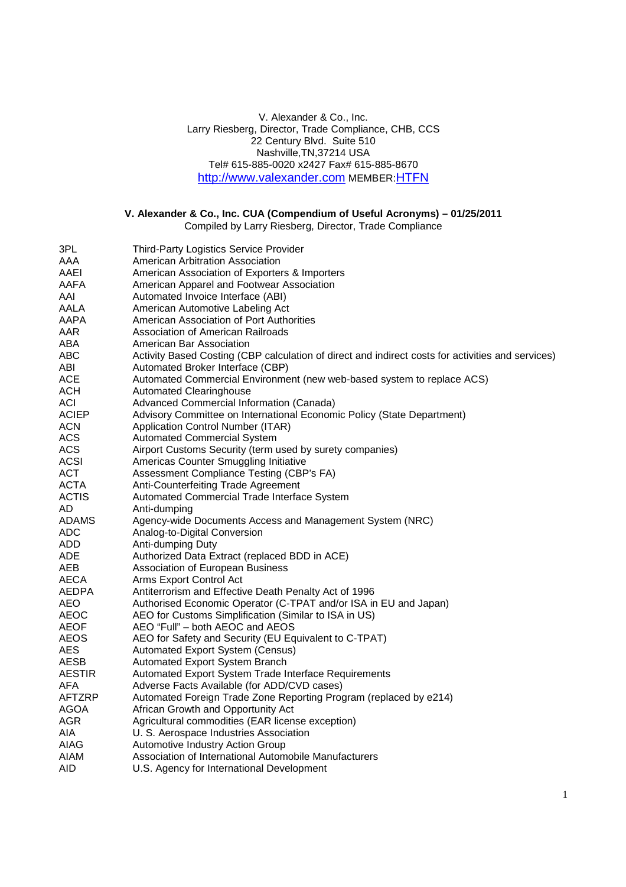V. Alexander & Co., Inc.
Larry Riesberg, Director, Trade Compliance, CHB, CCS
22 Century Blvd. Suite 510
Nashville,TN,37214 USA
Tel# 615-885-0020 x2427 Fax# 615-885-8670
[http://www.valexander.com](http://www.valexander.com) MEMBER:HTFN

**V. Alexander & Co., Inc. CUA (Compendium of Useful Acronyms) – 01/25/2011**
Compiled by Larry Riesberg, Director, Trade Compliance

| | |
|---|---|
| 3PL | Third-Party Logistics Service Provider |
| AAA | American Arbitration Association |
| AAEI | American Association of Exporters & Importers |
| AAFA | American Apparel and Footwear Association |
| AAI | Automated Invoice Interface (ABI) |
| AALA | American Automotive Labeling Act |
| AAPA | American Association of Port Authorities |
| AAR | Association of American Railroads |
| ABA | American Bar Association |
| ABC | Activity Based Costing (CBP calculation of direct and indirect costs for activities and services) |
| ABI | Automated Broker Interface (CBP) |
| ACE | Automated Commercial Environment (new web-based system to replace ACS) |
| ACH | Automated Clearinghouse |
| ACI | Advanced Commercial Information (Canada) |
| ACIEP | Advisory Committee on International Economic Policy (State Department) |
| ACN | Application Control Number (ITAR) |
| ACS | Automated Commercial System |
| ACS | Airport Customs Security (term used by surety companies) |
| ACSI | Americas Counter Smuggling Initiative |
| ACT | Assessment Compliance Testing (CBP's FA) |
| ACTA | Anti-Counterfeiting Trade Agreement |
| ACTIS | Automated Commercial Trade Interface System |
| AD | Anti-dumping |
| ADAMS | Agency-wide Documents Access and Management System (NRC) |
| ADC | Analog-to-Digital Conversion |
| ADD | Anti-dumping Duty |
| ADE | Authorized Data Extract (replaced BDD in ACE) |
| AEB | Association of European Business |
| AECA | Arms Export Control Act |
| AEDPA | Antiterrorism and Effective Death Penalty Act of 1996 |
| AEO | Authorised Economic Operator (C-TPAT and/or ISA in EU and Japan) |
| AEOC | AEO for Customs Simplification (Similar to ISA in US) |
| AEOF | AEO "Full" – both AEOC and AEOS |
| AEOS | AEO for Safety and Security (EU Equivalent to C-TPAT) |
| AES | Automated Export System (Census) |
| AESB | Automated Export System Branch |
| AESTIR | Automated Export System Trade Interface Requirements |
| AFA | Adverse Facts Available (for ADD/CVD cases) |
| AFTZRP | Automated Foreign Trade Zone Reporting Program (replaced by e214) |
| AGOA | African Growth and Opportunity Act |
| AGR | Agricultural commodities (EAR license exception) |
| AIA | U. S. Aerospace Industries Association |
| AIAG | Automotive Industry Action Group |
| AIAM | Association of International Automobile Manufacturers |
| AID | U.S. Agency for International Development |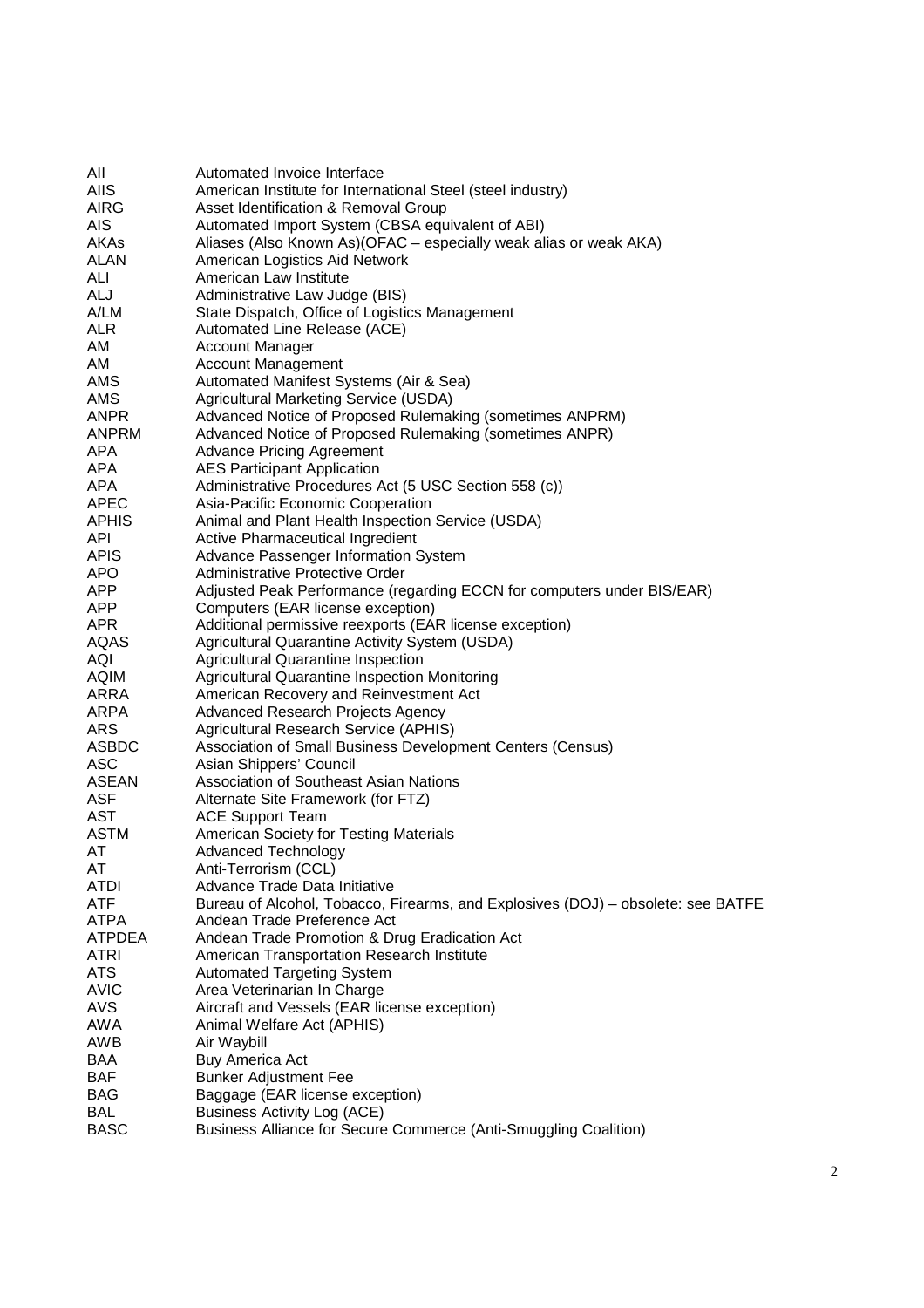| | |
|---|---|
| AII | Automated Invoice Interface |
| AIIS | American Institute for International Steel (steel industry) |
| AIRG | Asset Identification & Removal Group |
| AIS | Automated Import System (CBSA equivalent of ABI) |
| AKAs | Aliases (Also Known As)(OFAC – especially weak alias or weak AKA) |
| ALAN | American Logistics Aid Network |
| ALI | American Law Institute |
| ALJ | Administrative Law Judge (BIS) |
| A/LM | State Dispatch, Office of Logistics Management |
| ALR | Automated Line Release (ACE) |
| AM | Account Manager |
| AM | Account Management |
| AMS | Automated Manifest Systems (Air & Sea) |
| AMS | Agricultural Marketing Service (USDA) |
| ANPR | Advanced Notice of Proposed Rulemaking (sometimes ANPRM) |
| ANPRM | Advanced Notice of Proposed Rulemaking (sometimes ANPR) |
| APA | Advance Pricing Agreement |
| APA | AES Participant Application |
| APA | Administrative Procedures Act (5 USC Section 558 (c)) |
| APEC | Asia-Pacific Economic Cooperation |
| APHIS | Animal and Plant Health Inspection Service (USDA) |
| API | Active Pharmaceutical Ingredient |
| APIS | Advance Passenger Information System |
| APO | Administrative Protective Order |
| APP | Adjusted Peak Performance (regarding ECCN for computers under BIS/EAR) |
| APP | Computers (EAR license exception) |
| APR | Additional permissive reexports (EAR license exception) |
| AQAS | Agricultural Quarantine Activity System (USDA) |
| AQI | Agricultural Quarantine Inspection |
| AQIM | Agricultural Quarantine Inspection Monitoring |
| ARRA | American Recovery and Reinvestment Act |
| ARPA | Advanced Research Projects Agency |
| ARS | Agricultural Research Service (APHIS) |
| ASBDC | Association of Small Business Development Centers (Census) |
| ASC | Asian Shippers' Council |
| ASEAN | Association of Southeast Asian Nations |
| ASF | Alternate Site Framework (for FTZ) |
| AST | ACE Support Team |
| ASTM | American Society for Testing Materials |
| AT | Advanced Technology |
| AT | Anti-Terrorism (CCL) |
| ATDI | Advance Trade Data Initiative |
| ATF | Bureau of Alcohol, Tobacco, Firearms, and Explosives (DOJ) – obsolete: see BATFE |
| ATPA | Andean Trade Preference Act |
| ATPDEA | Andean Trade Promotion & Drug Eradication Act |
| ATRI | American Transportation Research Institute |
| ATS | Automated Targeting System |
| AVIC | Area Veterinarian In Charge |
| AVS | Aircraft and Vessels (EAR license exception) |
| AWA | Animal Welfare Act (APHIS) |
| AWB | Air Waybill |
| BAA | Buy America Act |
| BAF | Bunker Adjustment Fee |
| BAG | Baggage (EAR license exception) |
| BAL | Business Activity Log (ACE) |
| BASC | Business Alliance for Secure Commerce (Anti-Smuggling Coalition) |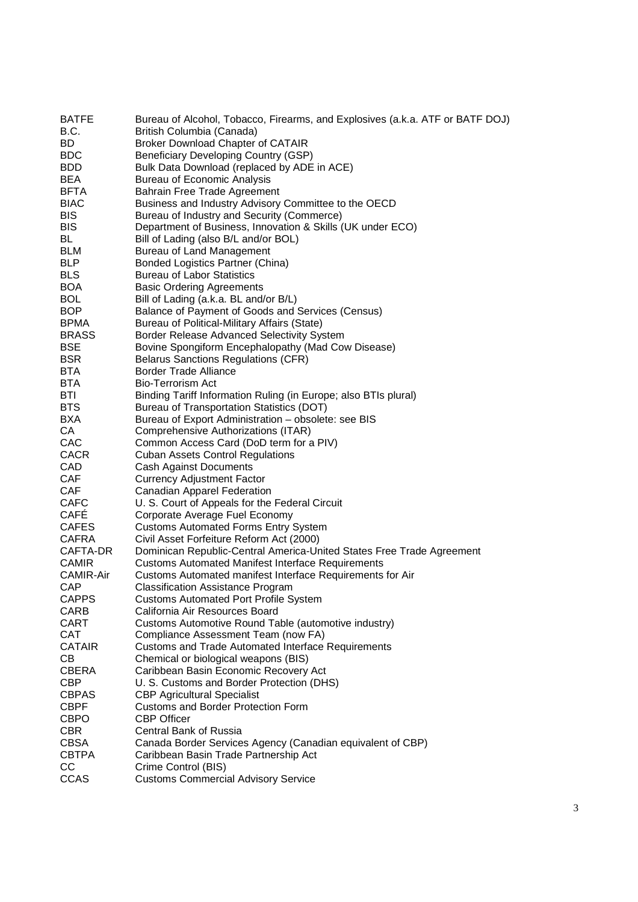| | |
|---|---|
| BATFE | Bureau of Alcohol, Tobacco, Firearms, and Explosives (a.k.a. ATF or BATF DOJ) |
| B.C. | British Columbia (Canada) |
| BD | Broker Download Chapter of CATAIR |
| BDC | Beneficiary Developing Country (GSP) |
| BDD | Bulk Data Download (replaced by ADE in ACE) |
| BEA | Bureau of Economic Analysis |
| BFTA | Bahrain Free Trade Agreement |
| BIAC | Business and Industry Advisory Committee to the OECD |
| BIS | Bureau of Industry and Security (Commerce) |
| BIS | Department of Business, Innovation & Skills (UK under ECO) |
| BL | Bill of Lading (also B/L and/or BOL) |
| BLM | Bureau of Land Management |
| BLP | Bonded Logistics Partner (China) |
| BLS | Bureau of Labor Statistics |
| BOA | Basic Ordering Agreements |
| BOL | Bill of Lading (a.k.a. BL and/or B/L) |
| BOP | Balance of Payment of Goods and Services (Census) |
| BPMA | Bureau of Political-Military Affairs (State) |
| BRASS | Border Release Advanced Selectivity System |
| BSE | Bovine Spongiform Encephalopathy (Mad Cow Disease) |
| BSR | Belarus Sanctions Regulations (CFR) |
| BTA | Border Trade Alliance |
| BTA | Bio-Terrorism Act |
| BTI | Binding Tariff Information Ruling (in Europe; also BTIs plural) |
| BTS | Bureau of Transportation Statistics (DOT) |
| BXA | Bureau of Export Administration – obsolete: see BIS |
| CA | Comprehensive Authorizations (ITAR) |
| CAC | Common Access Card (DoD term for a PIV) |
| CACR | Cuban Assets Control Regulations |
| CAD | Cash Against Documents |
| CAF | Currency Adjustment Factor |
| CAF | Canadian Apparel Federation |
| CAFC | U. S. Court of Appeals for the Federal Circuit |
| CAFÉ | Corporate Average Fuel Economy |
| CAFES | Customs Automated Forms Entry System |
| CAFRA | Civil Asset Forfeiture Reform Act (2000) |
| CAFTA-DR | Dominican Republic-Central America-United States Free Trade Agreement |
| CAMIR | Customs Automated Manifest Interface Requirements |
| CAMIR-Air | Customs Automated manifest Interface Requirements for Air |
| CAP | Classification Assistance Program |
| CAPPS | Customs Automated Port Profile System |
| CARB | California Air Resources Board |
| CART | Customs Automotive Round Table (automotive industry) |
| CAT | Compliance Assessment Team (now FA) |
| CATAIR | Customs and Trade Automated Interface Requirements |
| CB | Chemical or biological weapons (BIS) |
| CBERA | Caribbean Basin Economic Recovery Act |
| CBP | U. S. Customs and Border Protection (DHS) |
| CBPAS | CBP Agricultural Specialist |
| CBPF | Customs and Border Protection Form |
| CBPO | CBP Officer |
| CBR | Central Bank of Russia |
| CBSA | Canada Border Services Agency (Canadian equivalent of CBP) |
| CBTPA | Caribbean Basin Trade Partnership Act |
| CC | Crime Control (BIS) |
| CCAS | Customs Commercial Advisory Service |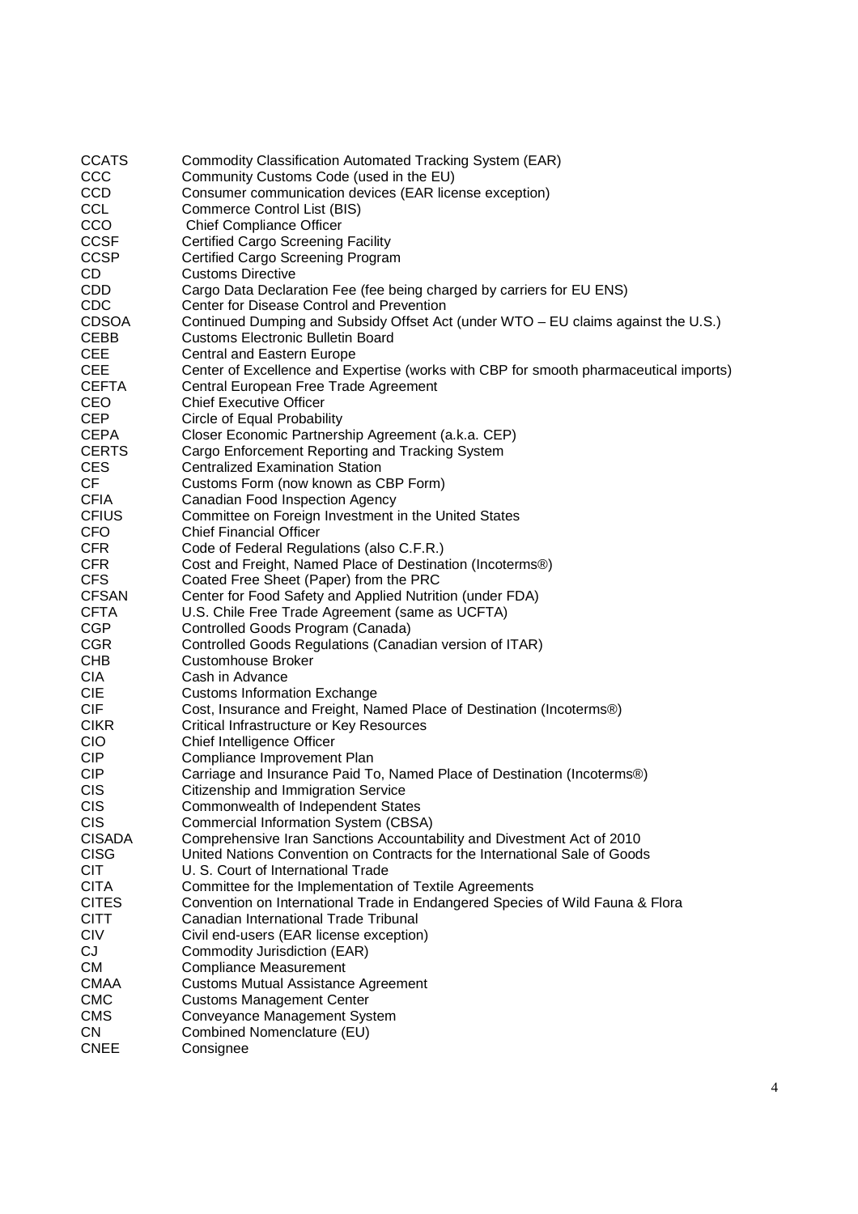| | |
|---|---|
| CCATS | Commodity Classification Automated Tracking System (EAR) |
| CCC | Community Customs Code (used in the EU) |
| CCD | Consumer communication devices (EAR license exception) |
| CCL | Commerce Control List (BIS) |
| CCO | Chief Compliance Officer |
| CCSF | Certified Cargo Screening Facility |
| CCSP | Certified Cargo Screening Program |
| CD | Customs Directive |
| CDD | Cargo Data Declaration Fee (fee being charged by carriers for EU ENS) |
| CDC | Center for Disease Control and Prevention |
| CDSOA | Continued Dumping and Subsidy Offset Act (under WTO – EU claims against the U.S.) |
| CEBB | Customs Electronic Bulletin Board |
| CEE | Central and Eastern Europe |
| CEE | Center of Excellence and Expertise (works with CBP for smooth pharmaceutical imports) |
| CEFTA | Central European Free Trade Agreement |
| CEO | Chief Executive Officer |
| CEP | Circle of Equal Probability |
| CEPA | Closer Economic Partnership Agreement (a.k.a. CEP) |
| CERTS | Cargo Enforcement Reporting and Tracking System |
| CES | Centralized Examination Station |
| CF | Customs Form (now known as CBP Form) |
| CFIA | Canadian Food Inspection Agency |
| CFIUS | Committee on Foreign Investment in the United States |
| CFO | Chief Financial Officer |
| CFR | Code of Federal Regulations (also C.F.R.) |
| CFR | Cost and Freight, Named Place of Destination (Incoterms®) |
| CFS | Coated Free Sheet (Paper) from the PRC |
| CFSAN | Center for Food Safety and Applied Nutrition (under FDA) |
| CFTA | U.S. Chile Free Trade Agreement (same as UCFTA) |
| CGP | Controlled Goods Program (Canada) |
| CGR | Controlled Goods Regulations (Canadian version of ITAR) |
| CHB | Customhouse Broker |
| CIA | Cash in Advance |
| CIE | Customs Information Exchange |
| CIF | Cost, Insurance and Freight, Named Place of Destination (Incoterms®) |
| CIKR | Critical Infrastructure or Key Resources |
| CIO | Chief Intelligence Officer |
| CIP | Compliance Improvement Plan |
| CIP | Carriage and Insurance Paid To, Named Place of Destination (Incoterms®) |
| CIS | Citizenship and Immigration Service |
| CIS | Commonwealth of Independent States |
| CIS | Commercial Information System (CBSA) |
| CISADA | Comprehensive Iran Sanctions Accountability and Divestment Act of 2010 |
| CISG | United Nations Convention on Contracts for the International Sale of Goods |
| CIT | U. S. Court of International Trade |
| CITA | Committee for the Implementation of Textile Agreements |
| CITES | Convention on International Trade in Endangered Species of Wild Fauna & Flora |
| CITT | Canadian International Trade Tribunal |
| CIV | Civil end-users (EAR license exception) |
| CJ | Commodity Jurisdiction (EAR) |
| CM | Compliance Measurement |
| CMAA | Customs Mutual Assistance Agreement |
| CMC | Customs Management Center |
| CMS | Conveyance Management System |
| CN | Combined Nomenclature (EU) |
| CNEE | Consignee |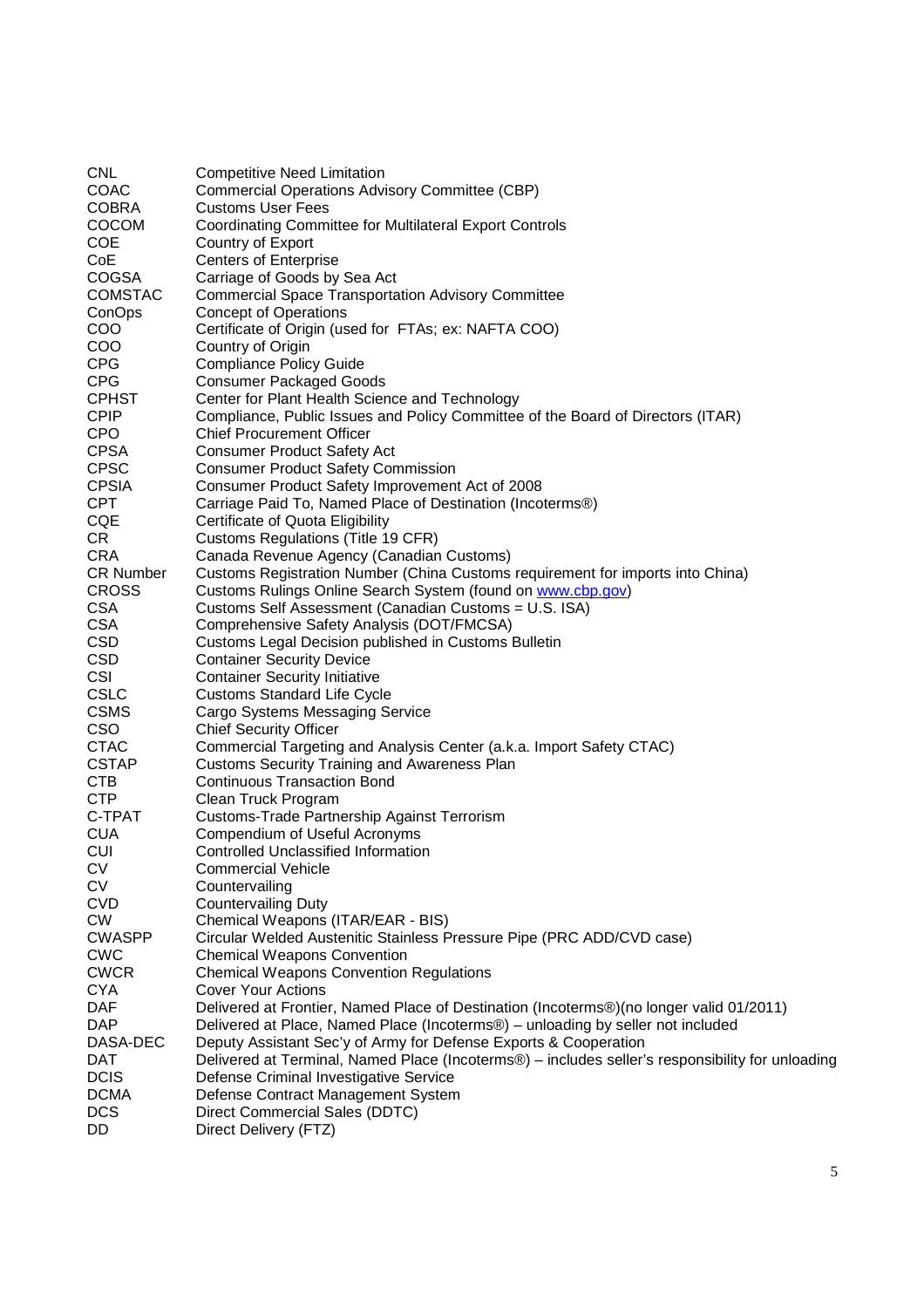| | |
|---|---|
| CNL | Competitive Need Limitation |
| COAC | Commercial Operations Advisory Committee (CBP) |
| COBRA | Customs User Fees |
| COCOM | Coordinating Committee for Multilateral Export Controls |
| COE | Country of Export |
| CoE | Centers of Enterprise |
| COGSA | Carriage of Goods by Sea Act |
| COMSTAC | Commercial Space Transportation Advisory Committee |
| ConOps | Concept of Operations |
| COO | Certificate of Origin (used for FTAs; ex: NAFTA COO) |
| COO | Country of Origin |
| CPG | Compliance Policy Guide |
| CPG | Consumer Packaged Goods |
| CPHST | Center for Plant Health Science and Technology |
| CPIP | Compliance, Public Issues and Policy Committee of the Board of Directors (ITAR) |
| CPO | Chief Procurement Officer |
| CPSA | Consumer Product Safety Act |
| CPSC | Consumer Product Safety Commission |
| CPSIA | Consumer Product Safety Improvement Act of 2008 |
| CPT | Carriage Paid To, Named Place of Destination (Incoterms®) |
| CQE | Certificate of Quota Eligibility |
| CR | Customs Regulations (Title 19 CFR) |
| CRA | Canada Revenue Agency (Canadian Customs) |
| CR Number | Customs Registration Number (China Customs requirement for imports into China) |
| CROSS | Customs Rulings Online Search System (found on www.cbp.gov) |
| CSA | Customs Self Assessment (Canadian Customs = U.S. ISA) |
| CSA | Comprehensive Safety Analysis (DOT/FMCSA) |
| CSD | Customs Legal Decision published in Customs Bulletin |
| CSD | Container Security Device |
| CSI | Container Security Initiative |
| CSLC | Customs Standard Life Cycle |
| CSMS | Cargo Systems Messaging Service |
| CSO | Chief Security Officer |
| CTAC | Commercial Targeting and Analysis Center (a.k.a. Import Safety CTAC) |
| CSTAP | Customs Security Training and Awareness Plan |
| CTB | Continuous Transaction Bond |
| CTP | Clean Truck Program |
| C-TPAT | Customs-Trade Partnership Against Terrorism |
| CUA | Compendium of Useful Acronyms |
| CUI | Controlled Unclassified Information |
| CV | Commercial Vehicle |
| CV | Countervailing |
| CVD | Countervailing Duty |
| CW | Chemical Weapons (ITAR/EAR - BIS) |
| CWASPP | Circular Welded Austenitic Stainless Pressure Pipe (PRC ADD/CVD case) |
| CWC | Chemical Weapons Convention |
| CWCR | Chemical Weapons Convention Regulations |
| CYA | Cover Your Actions |
| DAF | Delivered at Frontier, Named Place of Destination (Incoterms®)(no longer valid 01/2011) |
| DAP | Delivered at Place, Named Place (Incoterms®) – unloading by seller not included |
| DASA-DEC | Deputy Assistant Sec'y of Army for Defense Exports & Cooperation |
| DAT | Delivered at Terminal, Named Place (Incoterms®) – includes seller's responsibility for unloading |
| DCIS | Defense Criminal Investigative Service |
| DCMA | Defense Contract Management System |
| DCS | Direct Commercial Sales (DDTC) |
| DD | Direct Delivery (FTZ) |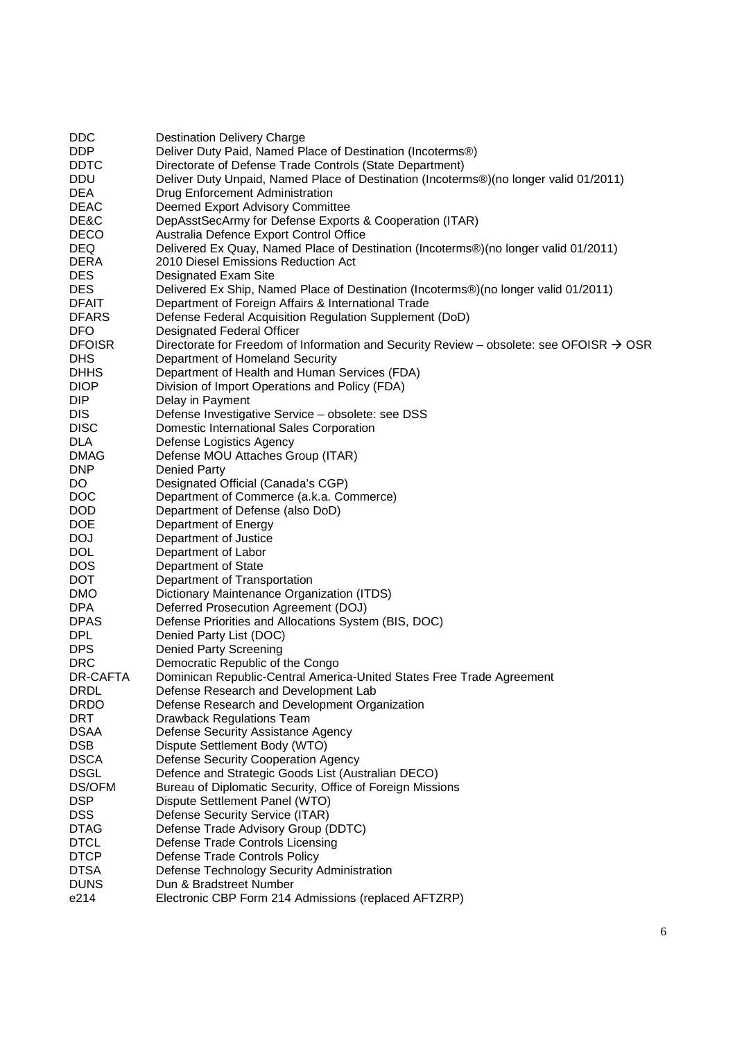| | |
|---|---|
| DDC | Destination Delivery Charge |
| DDP | Deliver Duty Paid, Named Place of Destination (Incoterms®) |
| DDTC | Directorate of Defense Trade Controls (State Department) |
| DDU | Deliver Duty Unpaid, Named Place of Destination (Incoterms®)(no longer valid 01/2011) |
| DEA | Drug Enforcement Administration |
| DEAC | Deemed Export Advisory Committee |
| DE&C | DepAsstSecArmy for Defense Exports & Cooperation (ITAR) |
| DECO | Australia Defence Export Control Office |
| DEQ | Delivered Ex Quay, Named Place of Destination (Incoterms®)(no longer valid 01/2011) |
| DERA | 2010 Diesel Emissions Reduction Act |
| DES | Designated Exam Site |
| DES | Delivered Ex Ship, Named Place of Destination (Incoterms®)(no longer valid 01/2011) |
| DFAIT | Department of Foreign Affairs & International Trade |
| DFARS | Defense Federal Acquisition Regulation Supplement (DoD) |
| DFO | Designated Federal Officer |
| DFOISR | Directorate for Freedom of Information and Security Review – obsolete: see OFOISR → OSR |
| DHS | Department of Homeland Security |
| DHHS | Department of Health and Human Services (FDA) |
| DIOP | Division of Import Operations and Policy (FDA) |
| DIP | Delay in Payment |
| DIS | Defense Investigative Service – obsolete: see DSS |
| DISC | Domestic International Sales Corporation |
| DLA | Defense Logistics Agency |
| DMAG | Defense MOU Attaches Group (ITAR) |
| DNP | Denied Party |
| DO | Designated Official (Canada's CGP) |
| DOC | Department of Commerce (a.k.a. Commerce) |
| DOD | Department of Defense (also DoD) |
| DOE | Department of Energy |
| DOJ | Department of Justice |
| DOL | Department of Labor |
| DOS | Department of State |
| DOT | Department of Transportation |
| DMO | Dictionary Maintenance Organization (ITDS) |
| DPA | Deferred Prosecution Agreement (DOJ) |
| DPAS | Defense Priorities and Allocations System (BIS, DOC) |
| DPL | Denied Party List (DOC) |
| DPS | Denied Party Screening |
| DRC | Democratic Republic of the Congo |
| DR-CAFTA | Dominican Republic-Central America-United States Free Trade Agreement |
| DRDL | Defense Research and Development Lab |
| DRDO | Defense Research and Development Organization |
| DRT | Drawback Regulations Team |
| DSAA | Defense Security Assistance Agency |
| DSB | Dispute Settlement Body (WTO) |
| DSCA | Defense Security Cooperation Agency |
| DSGL | Defence and Strategic Goods List (Australian DECO) |
| DS/OFM | Bureau of Diplomatic Security, Office of Foreign Missions |
| DSP | Dispute Settlement Panel (WTO) |
| DSS | Defense Security Service (ITAR) |
| DTAG | Defense Trade Advisory Group (DDTC) |
| DTCL | Defense Trade Controls Licensing |
| DTCP | Defense Trade Controls Policy |
| DTSA | Defense Technology Security Administration |
| DUNS | Dun & Bradstreet Number |
| e214 | Electronic CBP Form 214 Admissions (replaced AFTZRP) |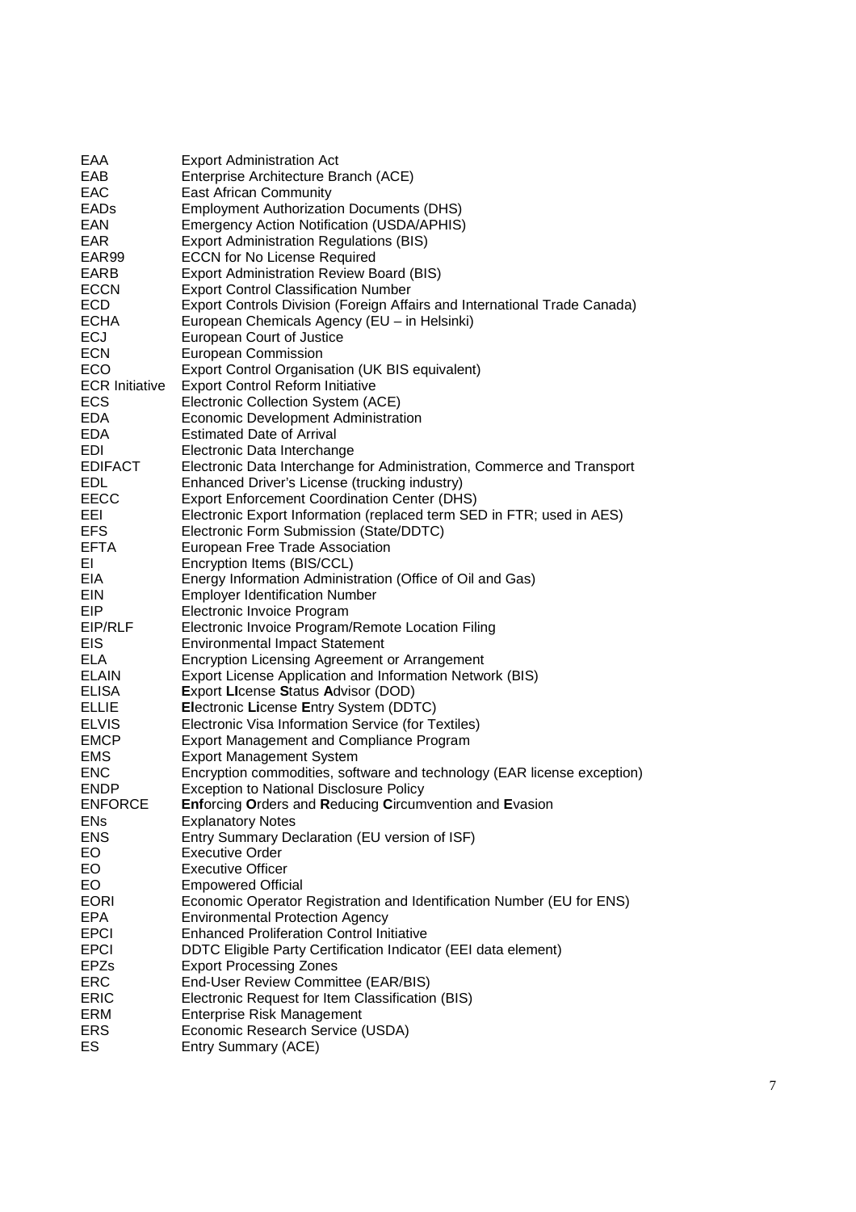| | |
|---|---|
| EAA | Export Administration Act |
| EAB | Enterprise Architecture Branch (ACE) |
| EAC | East African Community |
| EADs | Employment Authorization Documents (DHS) |
| EAN | Emergency Action Notification (USDA/APHIS) |
| EAR | Export Administration Regulations (BIS) |
| EAR99 | ECCN for No License Required |
| EARB | Export Administration Review Board (BIS) |
| ECCN | Export Control Classification Number |
| ECD | Export Controls Division (Foreign Affairs and International Trade Canada) |
| ECHA | European Chemicals Agency (EU – in Helsinki) |
| ECJ | European Court of Justice |
| ECN | European Commission |
| ECO | Export Control Organisation (UK BIS equivalent) |
| ECR Initiative | Export Control Reform Initiative |
| ECS | Electronic Collection System (ACE) |
| EDA | Economic Development Administration |
| EDA | Estimated Date of Arrival |
| EDI | Electronic Data Interchange |
| EDIFACT | Electronic Data Interchange for Administration, Commerce and Transport |
| EDL | Enhanced Driver's License (trucking industry) |
| EECC | Export Enforcement Coordination Center (DHS) |
| EEI | Electronic Export Information (replaced term SED in FTR; used in AES) |
| EFS | Electronic Form Submission (State/DDTC) |
| EFTA | European Free Trade Association |
| EI | Encryption Items (BIS/CCL) |
| EIA | Energy Information Administration (Office of Oil and Gas) |
| EIN | Employer Identification Number |
| EIP | Electronic Invoice Program |
| EIP/RLF | Electronic Invoice Program/Remote Location Filing |
| EIS | Environmental Impact Statement |
| ELA | Encryption Licensing Agreement or Arrangement |
| ELAIN | Export License Application and Information Network (BIS) |
| ELISA | **E**xport **LI**cense **S**tatus **A**dvisor (DOD) |
| ELLIE | **El**ectronic **Li**cense **E**ntry System (DDTC) |
| ELVIS | Electronic Visa Information Service (for Textiles) |
| EMCP | Export Management and Compliance Program |
| EMS | Export Management System |
| ENC | Encryption commodities, software and technology (EAR license exception) |
| ENDP | Exception to National Disclosure Policy |
| ENFORCE | **Enf**orcing **O**rders and **R**educing **C**ircumvention and **E**vasion |
| ENs | Explanatory Notes |
| ENS | Entry Summary Declaration (EU version of ISF) |
| EO | Executive Order |
| EO | Executive Officer |
| EO | Empowered Official |
| EORI | Economic Operator Registration and Identification Number (EU for ENS) |
| EPA | Environmental Protection Agency |
| EPCI | Enhanced Proliferation Control Initiative |
| EPCI | DDTC Eligible Party Certification Indicator (EEI data element) |
| EPZs | Export Processing Zones |
| ERC | End-User Review Committee (EAR/BIS) |
| ERIC | Electronic Request for Item Classification (BIS) |
| ERM | Enterprise Risk Management |
| ERS | Economic Research Service (USDA) |
| ES | Entry Summary (ACE) |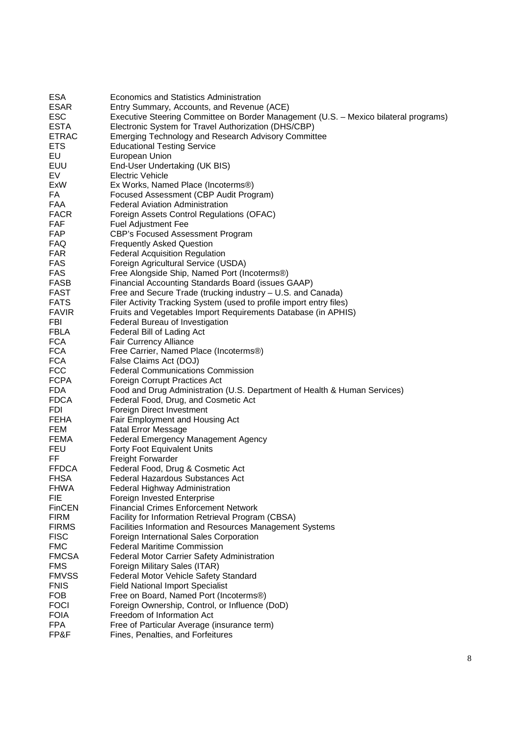| | |
|---|---|
| ESA | Economics and Statistics Administration |
| ESAR | Entry Summary, Accounts, and Revenue (ACE) |
| ESC | Executive Steering Committee on Border Management (U.S. – Mexico bilateral programs) |
| ESTA | Electronic System for Travel Authorization (DHS/CBP) |
| ETRAC | Emerging Technology and Research Advisory Committee |
| ETS | Educational Testing Service |
| EU | European Union |
| EUU | End-User Undertaking (UK BIS) |
| EV | Electric Vehicle |
| ExW | Ex Works, Named Place (Incoterms®) |
| FA | Focused Assessment (CBP Audit Program) |
| FAA | Federal Aviation Administration |
| FACR | Foreign Assets Control Regulations (OFAC) |
| FAF | Fuel Adjustment Fee |
| FAP | CBP's Focused Assessment Program |
| FAQ | Frequently Asked Question |
| FAR | Federal Acquisition Regulation |
| FAS | Foreign Agricultural Service (USDA) |
| FAS | Free Alongside Ship, Named Port (Incoterms®) |
| FASB | Financial Accounting Standards Board (issues GAAP) |
| FAST | Free and Secure Trade (trucking industry – U.S. and Canada) |
| FATS | Filer Activity Tracking System (used to profile import entry files) |
| FAVIR | Fruits and Vegetables Import Requirements Database (in APHIS) |
| FBI | Federal Bureau of Investigation |
| FBLA | Federal Bill of Lading Act |
| FCA | Fair Currency Alliance |
| FCA | Free Carrier, Named Place (Incoterms®) |
| FCA | False Claims Act (DOJ) |
| FCC | Federal Communications Commission |
| FCPA | Foreign Corrupt Practices Act |
| FDA | Food and Drug Administration (U.S. Department of Health & Human Services) |
| FDCA | Federal Food, Drug, and Cosmetic Act |
| FDI | Foreign Direct Investment |
| FEHA | Fair Employment and Housing Act |
| FEM | Fatal Error Message |
| FEMA | Federal Emergency Management Agency |
| FEU | Forty Foot Equivalent Units |
| FF | Freight Forwarder |
| FFDCA | Federal Food, Drug & Cosmetic Act |
| FHSA | Federal Hazardous Substances Act |
| FHWA | Federal Highway Administration |
| FIE | Foreign Invested Enterprise |
| FinCEN | Financial Crimes Enforcement Network |
| FIRM | Facility for Information Retrieval Program (CBSA) |
| FIRMS | Facilities Information and Resources Management Systems |
| FISC | Foreign International Sales Corporation |
| FMC | Federal Maritime Commission |
| FMCSA | Federal Motor Carrier Safety Administration |
| FMS | Foreign Military Sales (ITAR) |
| FMVSS | Federal Motor Vehicle Safety Standard |
| FNIS | Field National Import Specialist |
| FOB | Free on Board, Named Port (Incoterms®) |
| FOCI | Foreign Ownership, Control, or Influence (DoD) |
| FOIA | Freedom of Information Act |
| FPA | Free of Particular Average (insurance term) |
| FP&F | Fines, Penalties, and Forfeitures |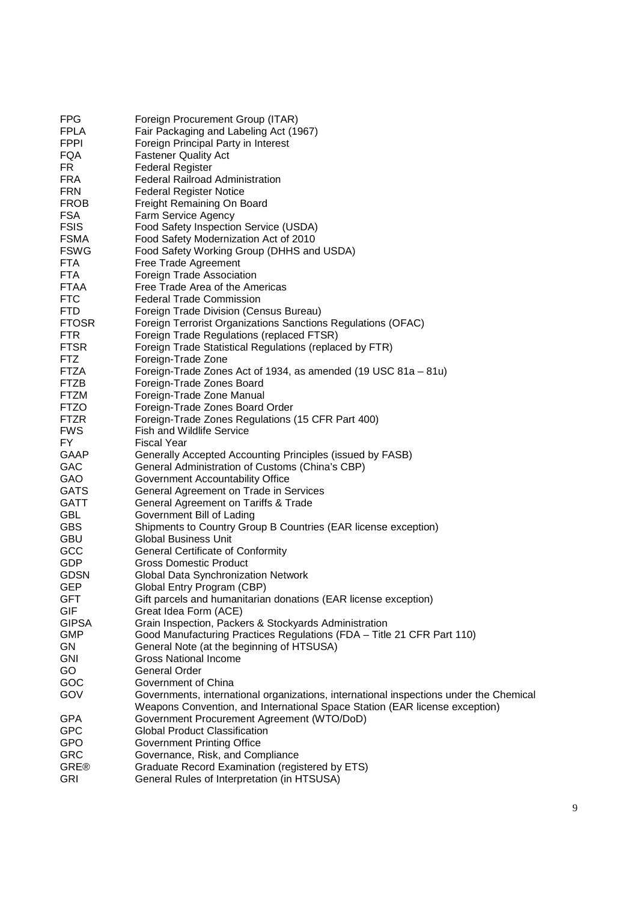| | |
|---|---|
| FPG | Foreign Procurement Group (ITAR) |
| FPLA | Fair Packaging and Labeling Act (1967) |
| FPPI | Foreign Principal Party in Interest |
| FQA | Fastener Quality Act |
| FR | Federal Register |
| FRA | Federal Railroad Administration |
| FRN | Federal Register Notice |
| FROB | Freight Remaining On Board |
| FSA | Farm Service Agency |
| FSIS | Food Safety Inspection Service (USDA) |
| FSMA | Food Safety Modernization Act of 2010 |
| FSWG | Food Safety Working Group (DHHS and USDA) |
| FTA | Free Trade Agreement |
| FTA | Foreign Trade Association |
| FTAA | Free Trade Area of the Americas |
| FTC | Federal Trade Commission |
| FTD | Foreign Trade Division (Census Bureau) |
| FTOSR | Foreign Terrorist Organizations Sanctions Regulations (OFAC) |
| FTR | Foreign Trade Regulations (replaced FTSR) |
| FTSR | Foreign Trade Statistical Regulations (replaced by FTR) |
| FTZ | Foreign-Trade Zone |
| FTZA | Foreign-Trade Zones Act of 1934, as amended (19 USC 81a – 81u) |
| FTZB | Foreign-Trade Zones Board |
| FTZM | Foreign-Trade Zone Manual |
| FTZO | Foreign-Trade Zones Board Order |
| FTZR | Foreign-Trade Zones Regulations (15 CFR Part 400) |
| FWS | Fish and Wildlife Service |
| FY | Fiscal Year |
| GAAP | Generally Accepted Accounting Principles (issued by FASB) |
| GAC | General Administration of Customs (China's CBP) |
| GAO | Government Accountability Office |
| GATS | General Agreement on Trade in Services |
| GATT | General Agreement on Tariffs & Trade |
| GBL | Government Bill of Lading |
| GBS | Shipments to Country Group B Countries (EAR license exception) |
| GBU | Global Business Unit |
| GCC | General Certificate of Conformity |
| GDP | Gross Domestic Product |
| GDSN | Global Data Synchronization Network |
| GEP | Global Entry Program (CBP) |
| GFT | Gift parcels and humanitarian donations (EAR license exception) |
| GIF | Great Idea Form (ACE) |
| GIPSA | Grain Inspection, Packers & Stockyards Administration |
| GMP | Good Manufacturing Practices Regulations (FDA – Title 21 CFR Part 110) |
| GN | General Note (at the beginning of HTSUSA) |
| GNI | Gross National Income |
| GO | General Order |
| GOC | Government of China |
| GOV | Governments, international organizations, international inspections under the Chemical Weapons Convention, and International Space Station (EAR license exception) |
| GPA | Government Procurement Agreement (WTO/DoD) |
| GPC | Global Product Classification |
| GPO | Government Printing Office |
| GRC | Governance, Risk, and Compliance |
| GRE® | Graduate Record Examination (registered by ETS) |
| GRI | General Rules of Interpretation (in HTSUSA) |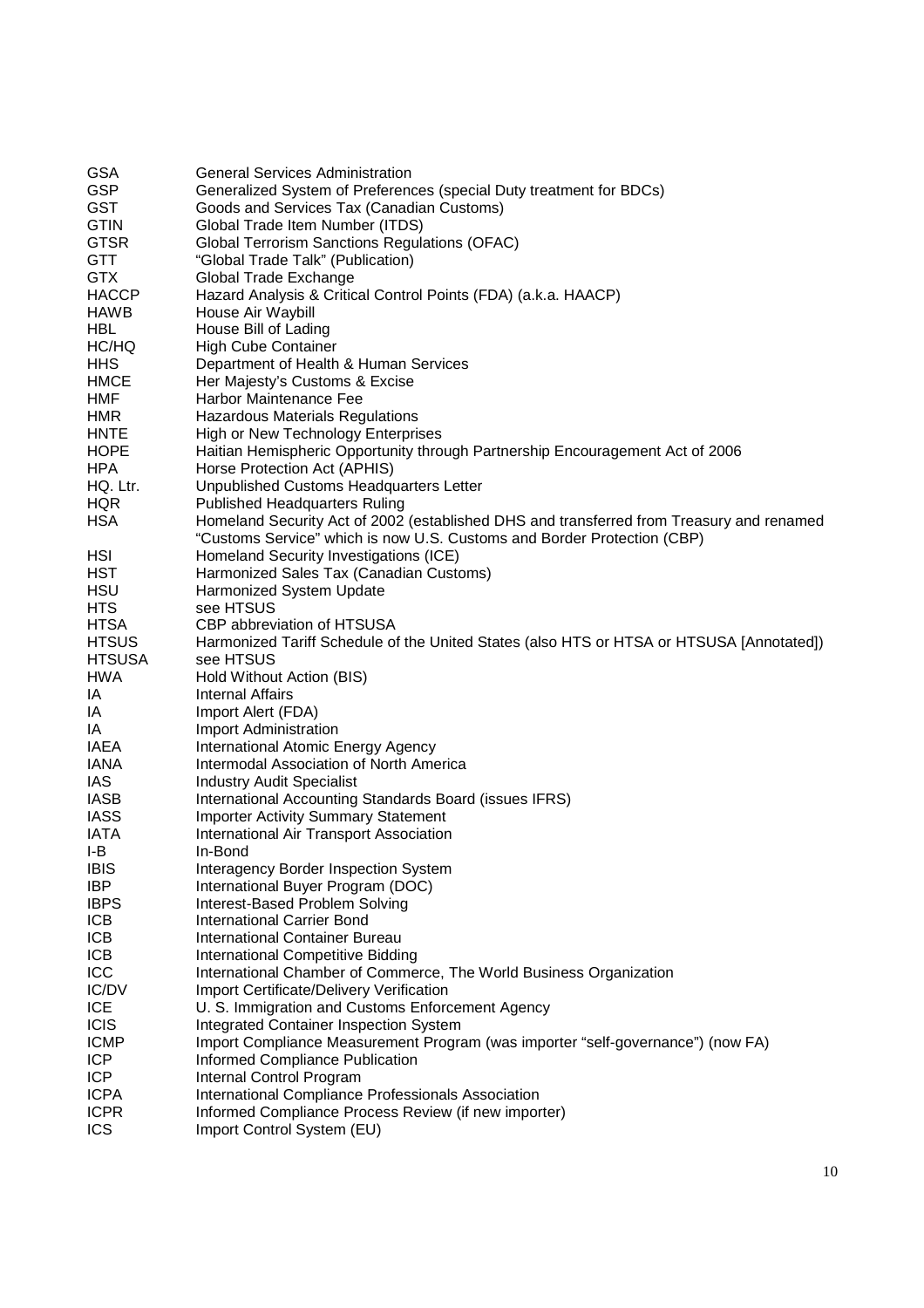| | |
|---|---|
| GSA | General Services Administration |
| GSP | Generalized System of Preferences (special Duty treatment for BDCs) |
| GST | Goods and Services Tax (Canadian Customs) |
| GTIN | Global Trade Item Number (ITDS) |
| GTSR | Global Terrorism Sanctions Regulations (OFAC) |
| GTT | "Global Trade Talk" (Publication) |
| GTX | Global Trade Exchange |
| HACCP | Hazard Analysis & Critical Control Points (FDA) (a.k.a. HAACP) |
| HAWB | House Air Waybill |
| HBL | House Bill of Lading |
| HC/HQ | High Cube Container |
| HHS | Department of Health & Human Services |
| HMCE | Her Majesty's Customs & Excise |
| HMF | Harbor Maintenance Fee |
| HMR | Hazardous Materials Regulations |
| HNTE | High or New Technology Enterprises |
| HOPE | Haitian Hemispheric Opportunity through Partnership Encouragement Act of 2006 |
| HPA | Horse Protection Act (APHIS) |
| HQ. Ltr. | Unpublished Customs Headquarters Letter |
| HQR | Published Headquarters Ruling |
| HSA | Homeland Security Act of 2002 (established DHS and transferred from Treasury and renamed "Customs Service" which is now U.S. Customs and Border Protection (CBP) |
| HSI | Homeland Security Investigations (ICE) |
| HST | Harmonized Sales Tax (Canadian Customs) |
| HSU | Harmonized System Update |
| HTS | see HTSUS |
| HTSA | CBP abbreviation of HTSUSA |
| HTSUS | Harmonized Tariff Schedule of the United States (also HTS or HTSA or HTSUSA [Annotated]) |
| HTSUSA | see HTSUS |
| HWA | Hold Without Action (BIS) |
| IA | Internal Affairs |
| IA | Import Alert (FDA) |
| IA | Import Administration |
| IAEA | International Atomic Energy Agency |
| IANA | Intermodal Association of North America |
| IAS | Industry Audit Specialist |
| IASB | International Accounting Standards Board (issues IFRS) |
| IASS | Importer Activity Summary Statement |
| IATA | International Air Transport Association |
| I-B | In-Bond |
| IBIS | Interagency Border Inspection System |
| IBP | International Buyer Program (DOC) |
| IBPS | Interest-Based Problem Solving |
| ICB | International Carrier Bond |
| ICB | International Container Bureau |
| ICB | International Competitive Bidding |
| ICC | International Chamber of Commerce, The World Business Organization |
| IC/DV | Import Certificate/Delivery Verification |
| ICE | U. S. Immigration and Customs Enforcement Agency |
| ICIS | Integrated Container Inspection System |
| ICMP | Import Compliance Measurement Program (was importer "self-governance") (now FA) |
| ICP | Informed Compliance Publication |
| ICP | Internal Control Program |
| ICPA | International Compliance Professionals Association |
| ICPR | Informed Compliance Process Review (if new importer) |
| ICS | Import Control System (EU) |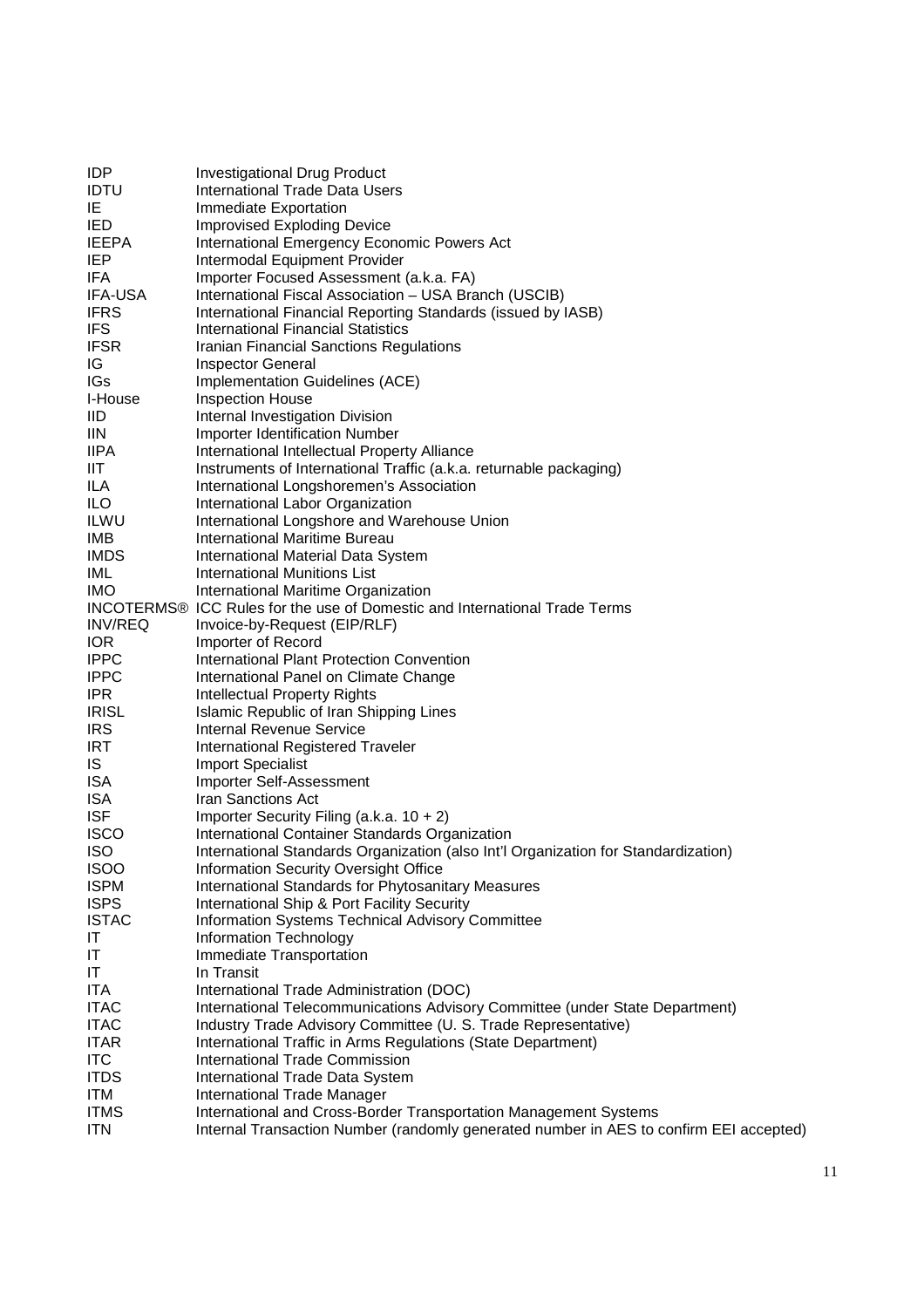| | |
|---|---|
| IDP | Investigational Drug Product |
| IDTU | International Trade Data Users |
| IE | Immediate Exportation |
| IED | Improvised Exploding Device |
| IEEPA | International Emergency Economic Powers Act |
| IEP | Intermodal Equipment Provider |
| IFA | Importer Focused Assessment (a.k.a. FA) |
| IFA-USA | International Fiscal Association – USA Branch (USCIB) |
| IFRS | International Financial Reporting Standards (issued by IASB) |
| IFS | International Financial Statistics |
| IFSR | Iranian Financial Sanctions Regulations |
| IG | Inspector General |
| IGs | Implementation Guidelines (ACE) |
| I-House | Inspection House |
| IID | Internal Investigation Division |
| IIN | Importer Identification Number |
| IIPA | International Intellectual Property Alliance |
| IIT | Instruments of International Traffic (a.k.a. returnable packaging) |
| ILA | International Longshoremen's Association |
| ILO | International Labor Organization |
| ILWU | International Longshore and Warehouse Union |
| IMB | International Maritime Bureau |
| IMDS | International Material Data System |
| IML | International Munitions List |
| IMO | International Maritime Organization |
| INCOTERMS® | ICC Rules for the use of Domestic and International Trade Terms |
| INV/REQ | Invoice-by-Request (EIP/RLF) |
| IOR | Importer of Record |
| IPPC | International Plant Protection Convention |
| IPPC | International Panel on Climate Change |
| IPR | Intellectual Property Rights |
| IRISL | Islamic Republic of Iran Shipping Lines |
| IRS | Internal Revenue Service |
| IRT | International Registered Traveler |
| IS | Import Specialist |
| ISA | Importer Self-Assessment |
| ISA | Iran Sanctions Act |
| ISF | Importer Security Filing (a.k.a. 10 + 2) |
| ISCO | International Container Standards Organization |
| ISO | International Standards Organization (also Int'l Organization for Standardization) |
| ISOO | Information Security Oversight Office |
| ISPM | International Standards for Phytosanitary Measures |
| ISPS | International Ship & Port Facility Security |
| ISTAC | Information Systems Technical Advisory Committee |
| IT | Information Technology |
| IT | Immediate Transportation |
| IT | In Transit |
| ITA | International Trade Administration (DOC) |
| ITAC | International Telecommunications Advisory Committee (under State Department) |
| ITAC | Industry Trade Advisory Committee (U. S. Trade Representative) |
| ITAR | International Traffic in Arms Regulations (State Department) |
| ITC | International Trade Commission |
| ITDS | International Trade Data System |
| ITM | International Trade Manager |
| ITMS | International and Cross-Border Transportation Management Systems |
| ITN | Internal Transaction Number (randomly generated number in AES to confirm EEI accepted) |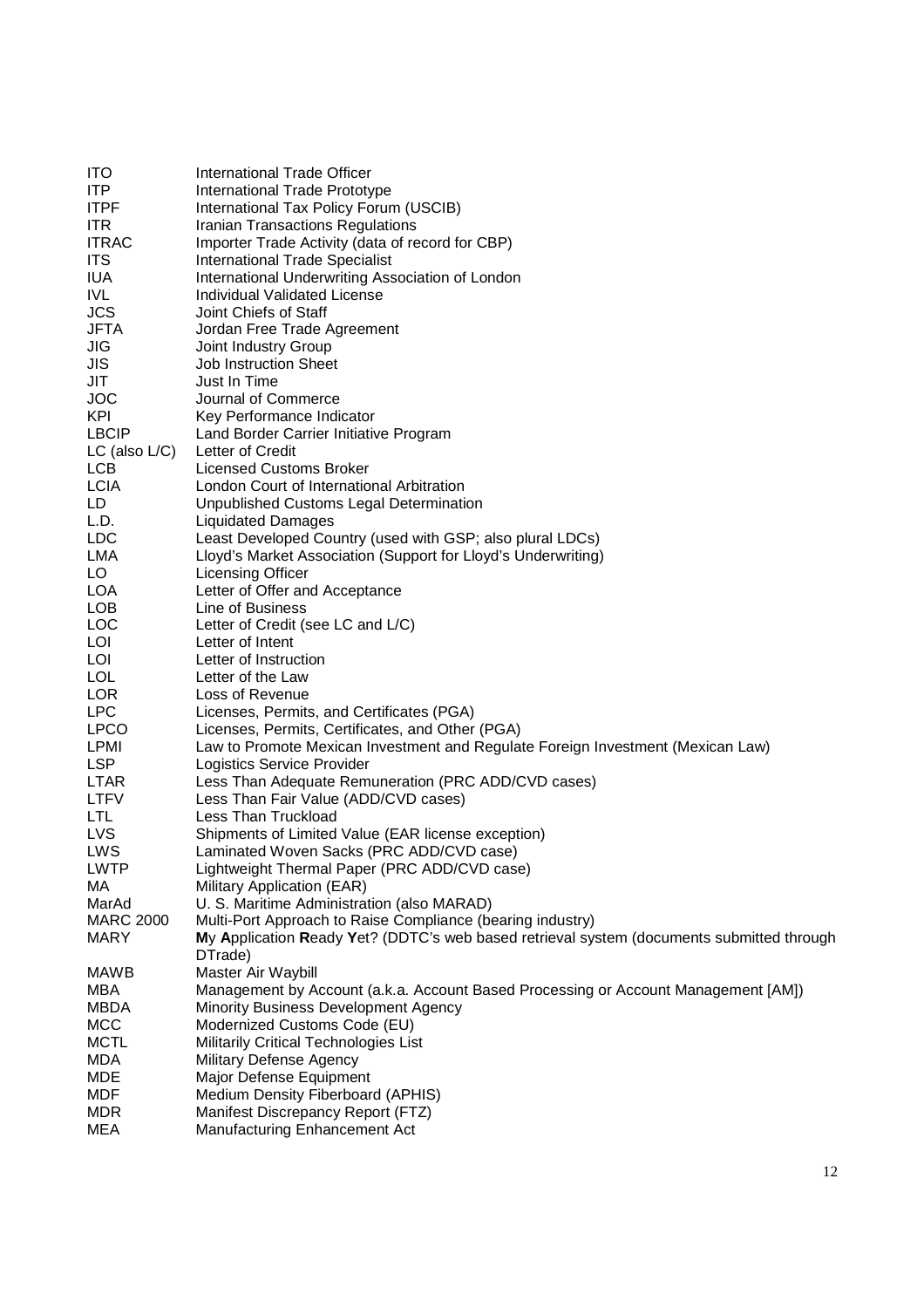| | |
|---|---|
| ITO | International Trade Officer |
| ITP | International Trade Prototype |
| ITPF | International Tax Policy Forum (USCIB) |
| ITR | Iranian Transactions Regulations |
| ITRAC | Importer Trade Activity (data of record for CBP) |
| ITS | International Trade Specialist |
| IUA | International Underwriting Association of London |
| IVL | Individual Validated License |
| JCS | Joint Chiefs of Staff |
| JFTA | Jordan Free Trade Agreement |
| JIG | Joint Industry Group |
| JIS | Job Instruction Sheet |
| JIT | Just In Time |
| JOC | Journal of Commerce |
| KPI | Key Performance Indicator |
| LBCIP | Land Border Carrier Initiative Program |
| LC (also L/C) | Letter of Credit |
| LCB | Licensed Customs Broker |
| LCIA | London Court of International Arbitration |
| LD | Unpublished Customs Legal Determination |
| L.D. | Liquidated Damages |
| LDC | Least Developed Country (used with GSP; also plural LDCs) |
| LMA | Lloyd's Market Association (Support for Lloyd's Underwriting) |
| LO | Licensing Officer |
| LOA | Letter of Offer and Acceptance |
| LOB | Line of Business |
| LOC | Letter of Credit (see LC and L/C) |
| LOI | Letter of Intent |
| LOI | Letter of Instruction |
| LOL | Letter of the Law |
| LOR | Loss of Revenue |
| LPC | Licenses, Permits, and Certificates (PGA) |
| LPCO | Licenses, Permits, Certificates, and Other (PGA) |
| LPMI | Law to Promote Mexican Investment and Regulate Foreign Investment (Mexican Law) |
| LSP | Logistics Service Provider |
| LTAR | Less Than Adequate Remuneration (PRC ADD/CVD cases) |
| LTFV | Less Than Fair Value (ADD/CVD cases) |
| LTL | Less Than Truckload |
| LVS | Shipments of Limited Value (EAR license exception) |
| LWS | Laminated Woven Sacks (PRC ADD/CVD case) |
| LWTP | Lightweight Thermal Paper (PRC ADD/CVD case) |
| MA | Military Application (EAR) |
| MarAd | U. S. Maritime Administration (also MARAD) |
| MARC 2000 | Multi-Port Approach to Raise Compliance (bearing industry) |
| MARY | **M**y **A**pplication **R**eady **Y**et? (DDTC's web based retrieval system (documents submitted through DTrade) |
| MAWB | Master Air Waybill |
| MBA | Management by Account (a.k.a. Account Based Processing or Account Management [AM]) |
| MBDA | Minority Business Development Agency |
| MCC | Modernized Customs Code (EU) |
| MCTL | Militarily Critical Technologies List |
| MDA | Military Defense Agency |
| MDE | Major Defense Equipment |
| MDF | Medium Density Fiberboard (APHIS) |
| MDR | Manifest Discrepancy Report (FTZ) |
| MEA | Manufacturing Enhancement Act |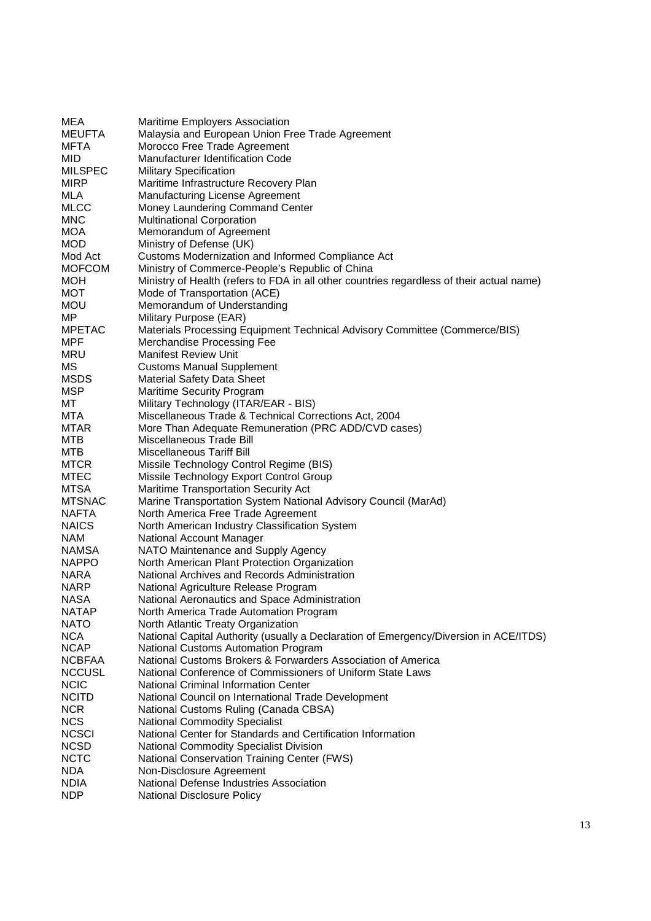| | |
|---|---|
| MEA | Maritime Employers Association |
| MEUFTA | Malaysia and European Union Free Trade Agreement |
| MFTA | Morocco Free Trade Agreement |
| MID | Manufacturer Identification Code |
| MILSPEC | Military Specification |
| MIRP | Maritime Infrastructure Recovery Plan |
| MLA | Manufacturing License Agreement |
| MLCC | Money Laundering Command Center |
| MNC | Multinational Corporation |
| MOA | Memorandum of Agreement |
| MOD | Ministry of Defense (UK) |
| Mod Act | Customs Modernization and Informed Compliance Act |
| MOFCOM | Ministry of Commerce-People's Republic of China |
| MOH | Ministry of Health (refers to FDA in all other countries regardless of their actual name) |
| MOT | Mode of Transportation (ACE) |
| MOU | Memorandum of Understanding |
| MP | Military Purpose (EAR) |
| MPETAC | Materials Processing Equipment Technical Advisory Committee (Commerce/BIS) |
| MPF | Merchandise Processing Fee |
| MRU | Manifest Review Unit |
| MS | Customs Manual Supplement |
| MSDS | Material Safety Data Sheet |
| MSP | Maritime Security Program |
| MT | Military Technology (ITAR/EAR - BIS) |
| MTA | Miscellaneous Trade & Technical Corrections Act, 2004 |
| MTAR | More Than Adequate Remuneration (PRC ADD/CVD cases) |
| MTB | Miscellaneous Trade Bill |
| MTB | Miscellaneous Tariff Bill |
| MTCR | Missile Technology Control Regime (BIS) |
| MTEC | Missile Technology Export Control Group |
| MTSA | Maritime Transportation Security Act |
| MTSNAC | Marine Transportation System National Advisory Council (MarAd) |
| NAFTA | North America Free Trade Agreement |
| NAICS | North American Industry Classification System |
| NAM | National Account Manager |
| NAMSA | NATO Maintenance and Supply Agency |
| NAPPO | North American Plant Protection Organization |
| NARA | National Archives and Records Administration |
| NARP | National Agriculture Release Program |
| NASA | National Aeronautics and Space Administration |
| NATAP | North America Trade Automation Program |
| NATO | North Atlantic Treaty Organization |
| NCA | National Capital Authority (usually a Declaration of Emergency/Diversion in ACE/ITDS) |
| NCAP | National Customs Automation Program |
| NCBFAA | National Customs Brokers & Forwarders Association of America |
| NCCUSL | National Conference of Commissioners of Uniform State Laws |
| NCIC | National Criminal Information Center |
| NCITD | National Council on International Trade Development |
| NCR | National Customs Ruling (Canada CBSA) |
| NCS | National Commodity Specialist |
| NCSCI | National Center for Standards and Certification Information |
| NCSD | National Commodity Specialist Division |
| NCTC | National Conservation Training Center (FWS) |
| NDA | Non-Disclosure Agreement |
| NDIA | National Defense Industries Association |
| NDP | National Disclosure Policy |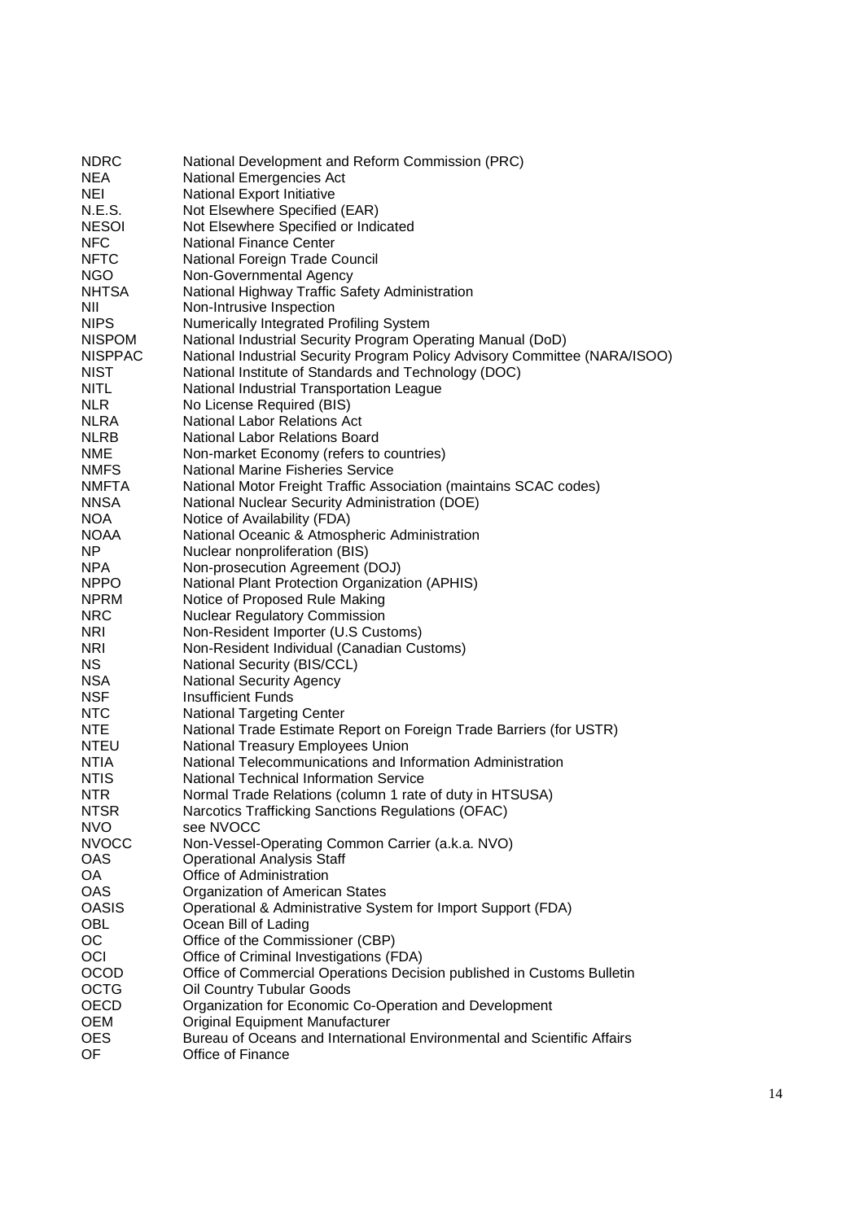| | |
|---|---|
| NDRC | National Development and Reform Commission (PRC) |
| NEA | National Emergencies Act |
| NEI | National Export Initiative |
| N.E.S. | Not Elsewhere Specified (EAR) |
| NESOI | Not Elsewhere Specified or Indicated |
| NFC | National Finance Center |
| NFTC | National Foreign Trade Council |
| NGO | Non-Governmental Agency |
| NHTSA | National Highway Traffic Safety Administration |
| NII | Non-Intrusive Inspection |
| NIPS | Numerically Integrated Profiling System |
| NISPOM | National Industrial Security Program Operating Manual (DoD) |
| NISPPAC | National Industrial Security Program Policy Advisory Committee (NARA/ISOO) |
| NIST | National Institute of Standards and Technology (DOC) |
| NITL | National Industrial Transportation League |
| NLR | No License Required (BIS) |
| NLRA | National Labor Relations Act |
| NLRB | National Labor Relations Board |
| NME | Non-market Economy (refers to countries) |
| NMFS | National Marine Fisheries Service |
| NMFTA | National Motor Freight Traffic Association (maintains SCAC codes) |
| NNSA | National Nuclear Security Administration (DOE) |
| NOA | Notice of Availability (FDA) |
| NOAA | National Oceanic & Atmospheric Administration |
| NP | Nuclear nonproliferation (BIS) |
| NPA | Non-prosecution Agreement (DOJ) |
| NPPO | National Plant Protection Organization (APHIS) |
| NPRM | Notice of Proposed Rule Making |
| NRC | Nuclear Regulatory Commission |
| NRI | Non-Resident Importer (U.S Customs) |
| NRI | Non-Resident Individual (Canadian Customs) |
| NS | National Security (BIS/CCL) |
| NSA | National Security Agency |
| NSF | Insufficient Funds |
| NTC | National Targeting Center |
| NTE | National Trade Estimate Report on Foreign Trade Barriers (for USTR) |
| NTEU | National Treasury Employees Union |
| NTIA | National Telecommunications and Information Administration |
| NTIS | National Technical Information Service |
| NTR | Normal Trade Relations (column 1 rate of duty in HTSUSA) |
| NTSR | Narcotics Trafficking Sanctions Regulations (OFAC) |
| NVO | see NVOCC |
| NVOCC | Non-Vessel-Operating Common Carrier (a.k.a. NVO) |
| OAS | Operational Analysis Staff |
| OA | Office of Administration |
| OAS | Organization of American States |
| OASIS | Operational & Administrative System for Import Support (FDA) |
| OBL | Ocean Bill of Lading |
| OC | Office of the Commissioner (CBP) |
| OCI | Office of Criminal Investigations (FDA) |
| OCOD | Office of Commercial Operations Decision published in Customs Bulletin |
| OCTG | Oil Country Tubular Goods |
| OECD | Organization for Economic Co-Operation and Development |
| OEM | Original Equipment Manufacturer |
| OES | Bureau of Oceans and International Environmental and Scientific Affairs |
| OF | Office of Finance |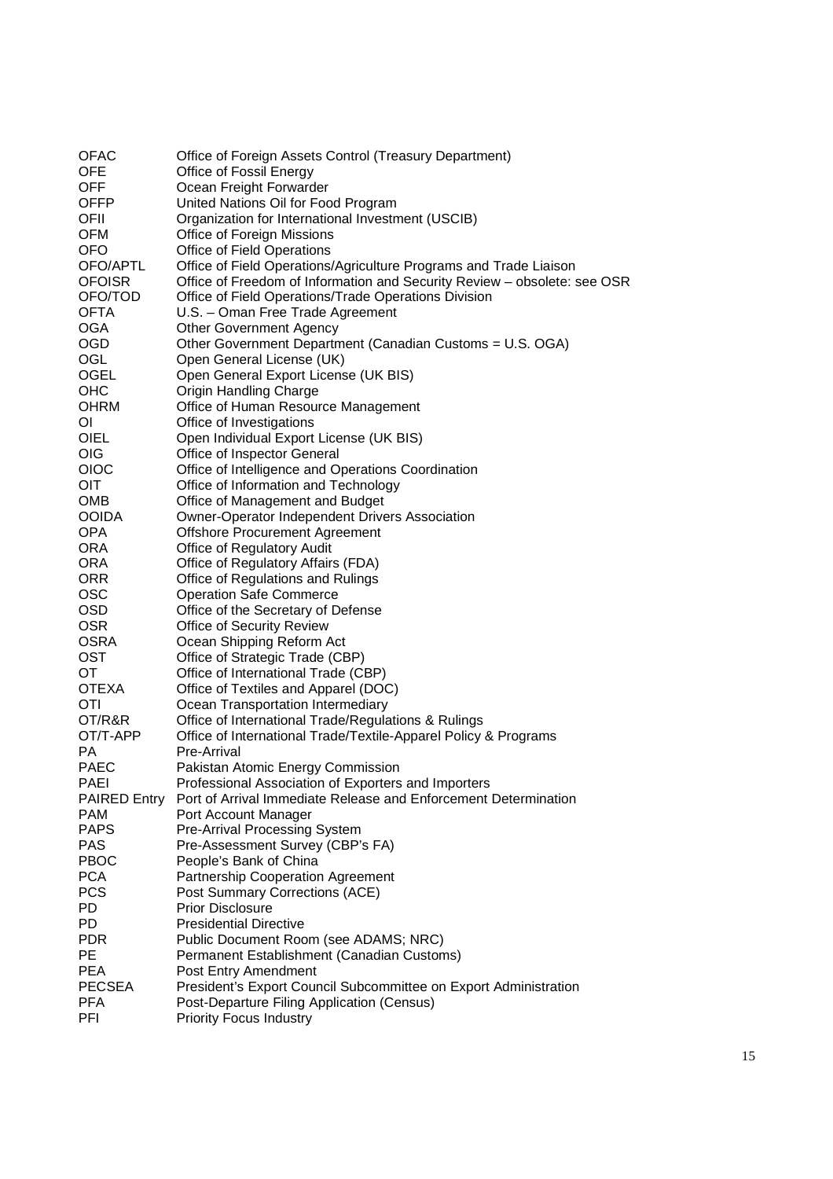| | |
|---|---|
| OFAC | Office of Foreign Assets Control (Treasury Department) |
| OFE | Office of Fossil Energy |
| OFF | Ocean Freight Forwarder |
| OFFP | United Nations Oil for Food Program |
| OFII | Organization for International Investment (USCIB) |
| OFM | Office of Foreign Missions |
| OFO | Office of Field Operations |
| OFO/APTL | Office of Field Operations/Agriculture Programs and Trade Liaison |
| OFOISR | Office of Freedom of Information and Security Review – obsolete: see OSR |
| OFO/TOD | Office of Field Operations/Trade Operations Division |
| OFTA | U.S. – Oman Free Trade Agreement |
| OGA | Other Government Agency |
| OGD | Other Government Department (Canadian Customs = U.S. OGA) |
| OGL | Open General License (UK) |
| OGEL | Open General Export License (UK BIS) |
| OHC | Origin Handling Charge |
| OHRM | Office of Human Resource Management |
| OI | Office of Investigations |
| OIEL | Open Individual Export License (UK BIS) |
| OIG | Office of Inspector General |
| OIOC | Office of Intelligence and Operations Coordination |
| OIT | Office of Information and Technology |
| OMB | Office of Management and Budget |
| OOIDA | Owner-Operator Independent Drivers Association |
| OPA | Offshore Procurement Agreement |
| ORA | Office of Regulatory Audit |
| ORA | Office of Regulatory Affairs (FDA) |
| ORR | Office of Regulations and Rulings |
| OSC | Operation Safe Commerce |
| OSD | Office of the Secretary of Defense |
| OSR | Office of Security Review |
| OSRA | Ocean Shipping Reform Act |
| OST | Office of Strategic Trade (CBP) |
| OT | Office of International Trade (CBP) |
| OTEXA | Office of Textiles and Apparel (DOC) |
| OTI | Ocean Transportation Intermediary |
| OT/R&R | Office of International Trade/Regulations & Rulings |
| OT/T-APP | Office of International Trade/Textile-Apparel Policy & Programs |
| PA | Pre-Arrival |
| PAEC | Pakistan Atomic Energy Commission |
| PAEI | Professional Association of Exporters and Importers |
| PAIRED Entry | Port of Arrival Immediate Release and Enforcement Determination |
| PAM | Port Account Manager |
| PAPS | Pre-Arrival Processing System |
| PAS | Pre-Assessment Survey (CBP's FA) |
| PBOC | People's Bank of China |
| PCA | Partnership Cooperation Agreement |
| PCS | Post Summary Corrections (ACE) |
| PD | Prior Disclosure |
| PD | Presidential Directive |
| PDR | Public Document Room (see ADAMS; NRC) |
| PE | Permanent Establishment (Canadian Customs) |
| PEA | Post Entry Amendment |
| PECSEA | President's Export Council Subcommittee on Export Administration |
| PFA | Post-Departure Filing Application (Census) |
| PFI | Priority Focus Industry |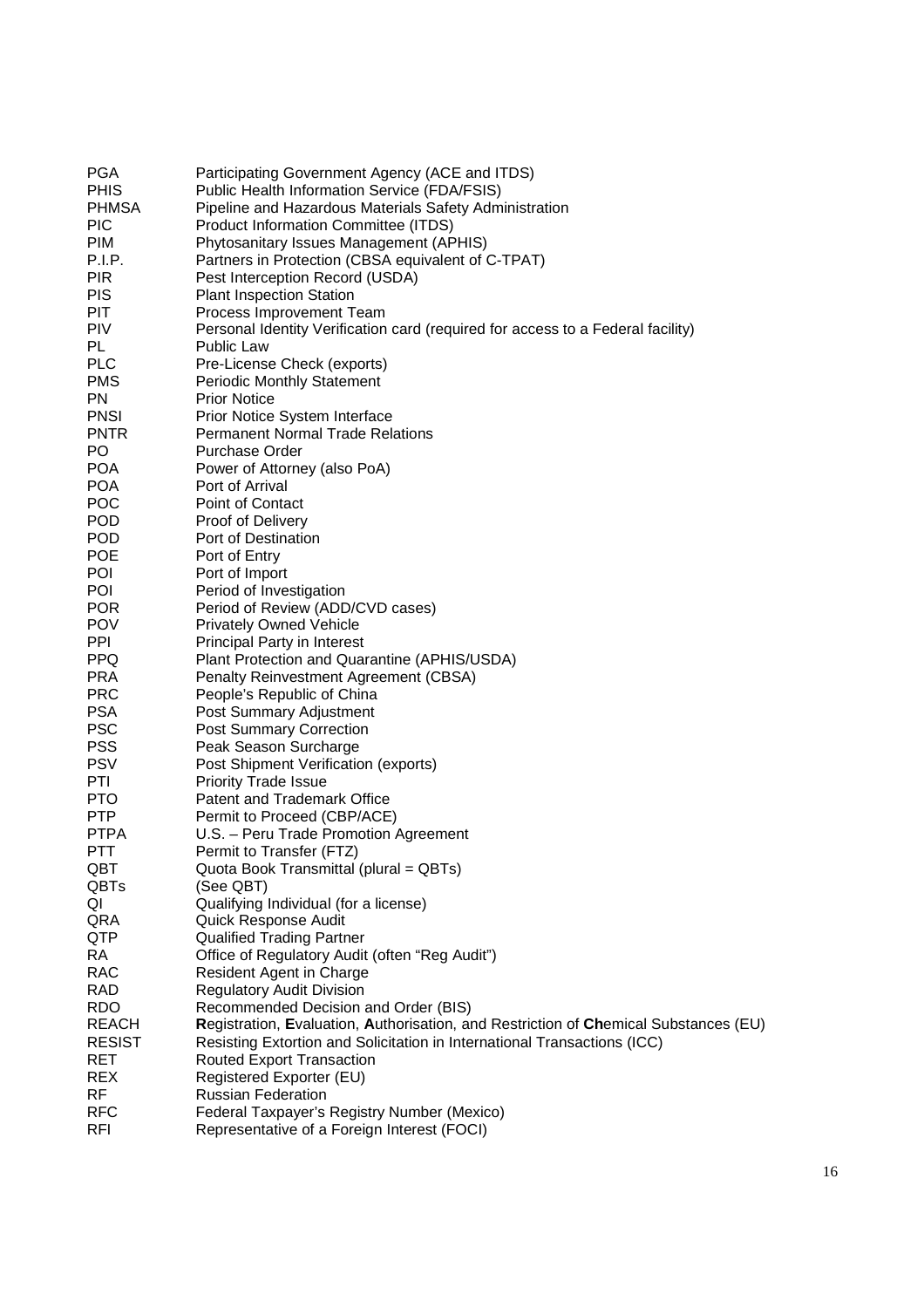| | |
|---|---|
| PGA | Participating Government Agency (ACE and ITDS) |
| PHIS | Public Health Information Service (FDA/FSIS) |
| PHMSA | Pipeline and Hazardous Materials Safety Administration |
| PIC | Product Information Committee (ITDS) |
| PIM | Phytosanitary Issues Management (APHIS) |
| P.I.P. | Partners in Protection (CBSA equivalent of C-TPAT) |
| PIR | Pest Interception Record (USDA) |
| PIS | Plant Inspection Station |
| PIT | Process Improvement Team |
| PIV | Personal Identity Verification card (required for access to a Federal facility) |
| PL | Public Law |
| PLC | Pre-License Check (exports) |
| PMS | Periodic Monthly Statement |
| PN | Prior Notice |
| PNSI | Prior Notice System Interface |
| PNTR | Permanent Normal Trade Relations |
| PO | Purchase Order |
| POA | Power of Attorney (also PoA) |
| POA | Port of Arrival |
| POC | Point of Contact |
| POD | Proof of Delivery |
| POD | Port of Destination |
| POE | Port of Entry |
| POI | Port of Import |
| POI | Period of Investigation |
| POR | Period of Review (ADD/CVD cases) |
| POV | Privately Owned Vehicle |
| PPI | Principal Party in Interest |
| PPQ | Plant Protection and Quarantine (APHIS/USDA) |
| PRA | Penalty Reinvestment Agreement (CBSA) |
| PRC | People's Republic of China |
| PSA | Post Summary Adjustment |
| PSC | Post Summary Correction |
| PSS | Peak Season Surcharge |
| PSV | Post Shipment Verification (exports) |
| PTI | Priority Trade Issue |
| PTO | Patent and Trademark Office |
| PTP | Permit to Proceed (CBP/ACE) |
| PTPA | U.S. – Peru Trade Promotion Agreement |
| PTT | Permit to Transfer (FTZ) |
| QBT | Quota Book Transmittal (plural = QBTs) |
| QBTs | (See QBT) |
| QI | Qualifying Individual (for a license) |
| QRA | Quick Response Audit |
| QTP | Qualified Trading Partner |
| RA | Office of Regulatory Audit (often "Reg Audit") |
| RAC | Resident Agent in Charge |
| RAD | Regulatory Audit Division |
| RDO | Recommended Decision and Order (BIS) |
| REACH | **R**egistration, **E**valuation, **A**uthorisation, and Restriction of **Ch**emical Substances (EU) |
| RESIST | Resisting Extortion and Solicitation in International Transactions (ICC) |
| RET | Routed Export Transaction |
| REX | Registered Exporter (EU) |
| RF | Russian Federation |
| RFC | Federal Taxpayer's Registry Number (Mexico) |
| RFI | Representative of a Foreign Interest (FOCI) |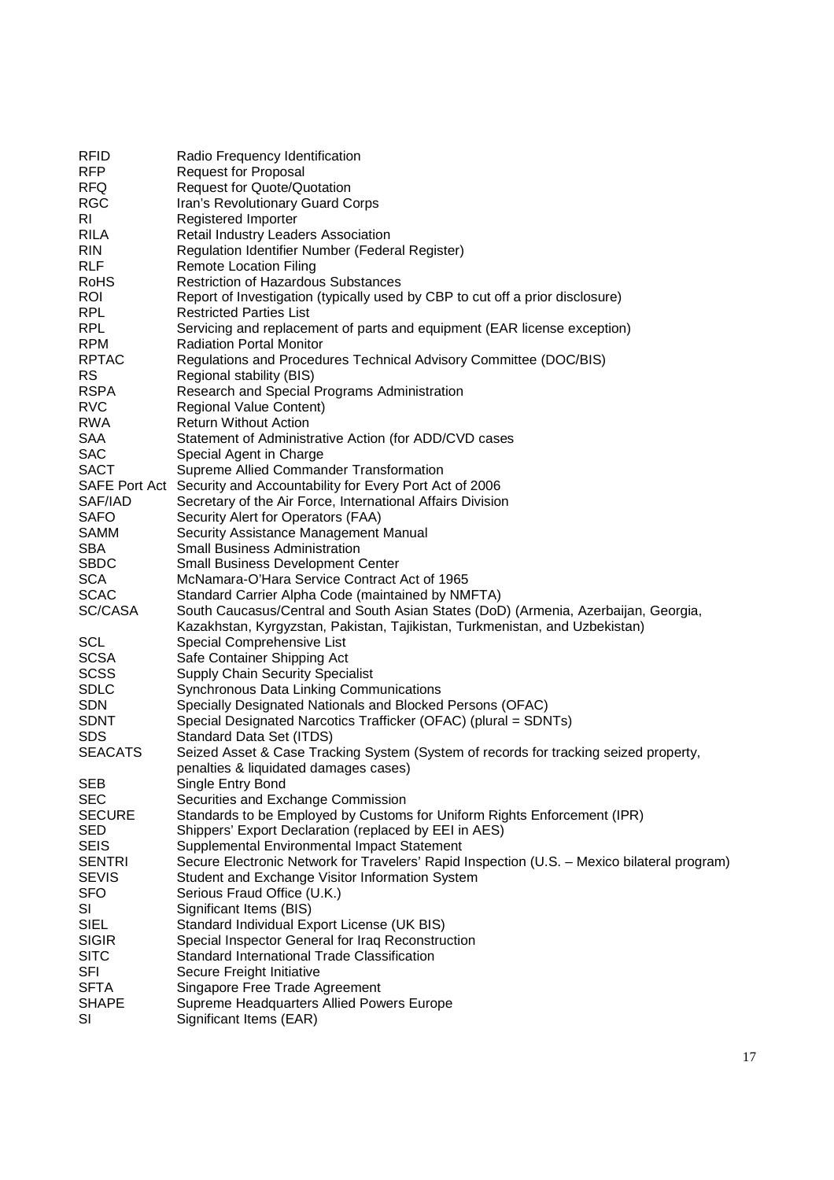| | |
|---|---|
| RFID | Radio Frequency Identification |
| RFP | Request for Proposal |
| RFQ | Request for Quote/Quotation |
| RGC | Iran's Revolutionary Guard Corps |
| RI | Registered Importer |
| RILA | Retail Industry Leaders Association |
| RIN | Regulation Identifier Number (Federal Register) |
| RLF | Remote Location Filing |
| RoHS | Restriction of Hazardous Substances |
| ROI | Report of Investigation (typically used by CBP to cut off a prior disclosure) |
| RPL | Restricted Parties List |
| RPL | Servicing and replacement of parts and equipment (EAR license exception) |
| RPM | Radiation Portal Monitor |
| RPTAC | Regulations and Procedures Technical Advisory Committee (DOC/BIS) |
| RS | Regional stability (BIS) |
| RSPA | Research and Special Programs Administration |
| RVC | Regional Value Content) |
| RWA | Return Without Action |
| SAA | Statement of Administrative Action (for ADD/CVD cases |
| SAC | Special Agent in Charge |
| SACT | Supreme Allied Commander Transformation |
| SAFE Port Act | Security and Accountability for Every Port Act of 2006 |
| SAF/IAD | Secretary of the Air Force, International Affairs Division |
| SAFO | Security Alert for Operators (FAA) |
| SAMM | Security Assistance Management Manual |
| SBA | Small Business Administration |
| SBDC | Small Business Development Center |
| SCA | McNamara-O'Hara Service Contract Act of 1965 |
| SCAC | Standard Carrier Alpha Code (maintained by NMFTA) |
| SC/CASA | South Caucasus/Central and South Asian States (DoD) (Armenia, Azerbaijan, Georgia, Kazakhstan, Kyrgyzstan, Pakistan, Tajikistan, Turkmenistan, and Uzbekistan) |
| SCL | Special Comprehensive List |
| SCSA | Safe Container Shipping Act |
| SCSS | Supply Chain Security Specialist |
| SDLC | Synchronous Data Linking Communications |
| SDN | Specially Designated Nationals and Blocked Persons (OFAC) |
| SDNT | Special Designated Narcotics Trafficker (OFAC) (plural = SDNTs) |
| SDS | Standard Data Set (ITDS) |
| SEACATS | Seized Asset & Case Tracking System (System of records for tracking seized property, penalties & liquidated damages cases) |
| SEB | Single Entry Bond |
| SEC | Securities and Exchange Commission |
| SECURE | Standards to be Employed by Customs for Uniform Rights Enforcement (IPR) |
| SED | Shippers' Export Declaration (replaced by EEI in AES) |
| SEIS | Supplemental Environmental Impact Statement |
| SENTRI | Secure Electronic Network for Travelers' Rapid Inspection (U.S. – Mexico bilateral program) |
| SEVIS | Student and Exchange Visitor Information System |
| SFO | Serious Fraud Office (U.K.) |
| SI | Significant Items (BIS) |
| SIEL | Standard Individual Export License (UK BIS) |
| SIGIR | Special Inspector General for Iraq Reconstruction |
| SITC | Standard International Trade Classification |
| SFI | Secure Freight Initiative |
| SFTA | Singapore Free Trade Agreement |
| SHAPE | Supreme Headquarters Allied Powers Europe |
| SI | Significant Items (EAR) |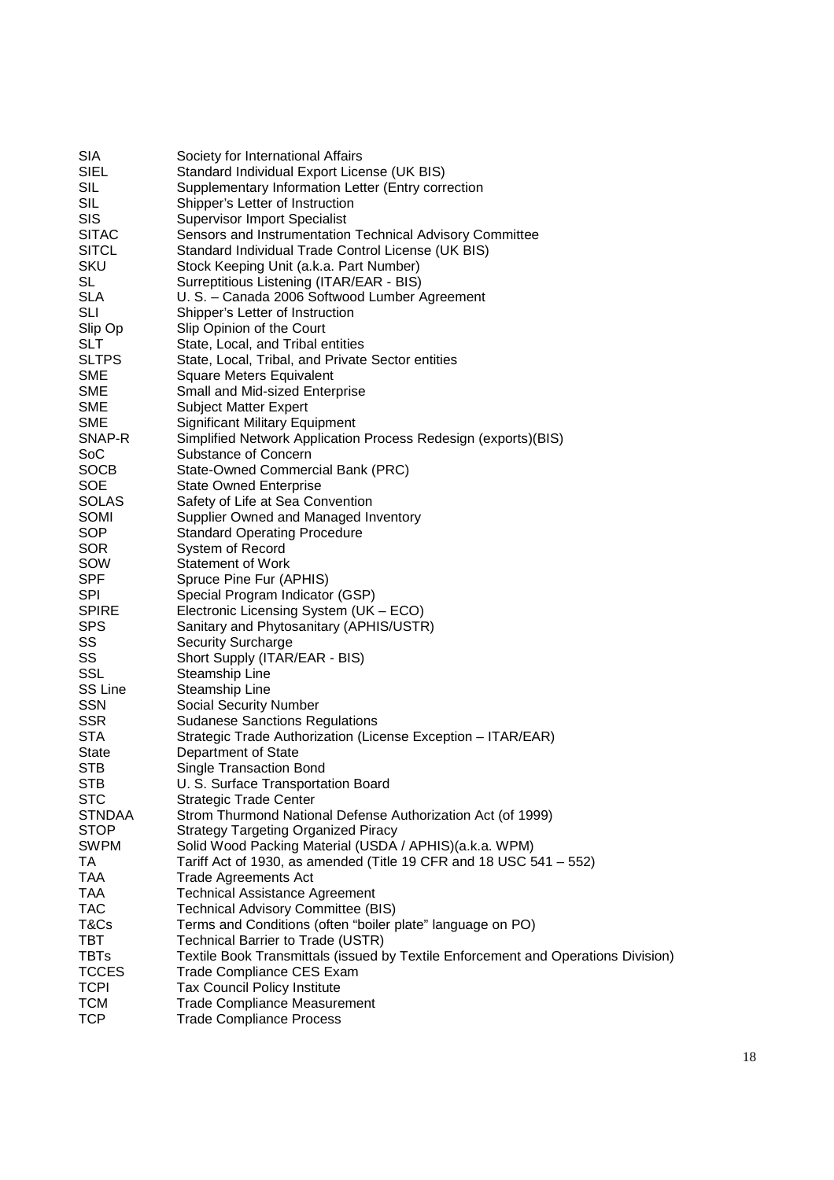| | |
|---|---|
| SIA | Society for International Affairs |
| SIEL | Standard Individual Export License (UK BIS) |
| SIL | Supplementary Information Letter (Entry correction |
| SIL | Shipper's Letter of Instruction |
| SIS | Supervisor Import Specialist |
| SITAC | Sensors and Instrumentation Technical Advisory Committee |
| SITCL | Standard Individual Trade Control License (UK BIS) |
| SKU | Stock Keeping Unit (a.k.a. Part Number) |
| SL | Surreptitious Listening (ITAR/EAR - BIS) |
| SLA | U. S. – Canada 2006 Softwood Lumber Agreement |
| SLI | Shipper's Letter of Instruction |
| Slip Op | Slip Opinion of the Court |
| SLT | State, Local, and Tribal entities |
| SLTPS | State, Local, Tribal, and Private Sector entities |
| SME | Square Meters Equivalent |
| SME | Small and Mid-sized Enterprise |
| SME | Subject Matter Expert |
| SME | Significant Military Equipment |
| SNAP-R | Simplified Network Application Process Redesign (exports)(BIS) |
| SoC | Substance of Concern |
| SOCB | State-Owned Commercial Bank (PRC) |
| SOE | State Owned Enterprise |
| SOLAS | Safety of Life at Sea Convention |
| SOMI | Supplier Owned and Managed Inventory |
| SOP | Standard Operating Procedure |
| SOR | System of Record |
| SOW | Statement of Work |
| SPF | Spruce Pine Fur (APHIS) |
| SPI | Special Program Indicator (GSP) |
| SPIRE | Electronic Licensing System (UK – ECO) |
| SPS | Sanitary and Phytosanitary (APHIS/USTR) |
| SS | Security Surcharge |
| SS | Short Supply (ITAR/EAR - BIS) |
| SSL | Steamship Line |
| SS Line | Steamship Line |
| SSN | Social Security Number |
| SSR | Sudanese Sanctions Regulations |
| STA | Strategic Trade Authorization (License Exception – ITAR/EAR) |
| State | Department of State |
| STB | Single Transaction Bond |
| STB | U. S. Surface Transportation Board |
| STC | Strategic Trade Center |
| STNDAA | Strom Thurmond National Defense Authorization Act (of 1999) |
| STOP | Strategy Targeting Organized Piracy |
| SWPM | Solid Wood Packing Material (USDA / APHIS)(a.k.a. WPM) |
| TA | Tariff Act of 1930, as amended (Title 19 CFR and 18 USC 541 – 552) |
| TAA | Trade Agreements Act |
| TAA | Technical Assistance Agreement |
| TAC | Technical Advisory Committee (BIS) |
| T&Cs | Terms and Conditions (often "boiler plate" language on PO) |
| TBT | Technical Barrier to Trade (USTR) |
| TBTs | Textile Book Transmittals (issued by Textile Enforcement and Operations Division) |
| TCCES | Trade Compliance CES Exam |
| TCPI | Tax Council Policy Institute |
| TCM | Trade Compliance Measurement |
| TCP | Trade Compliance Process |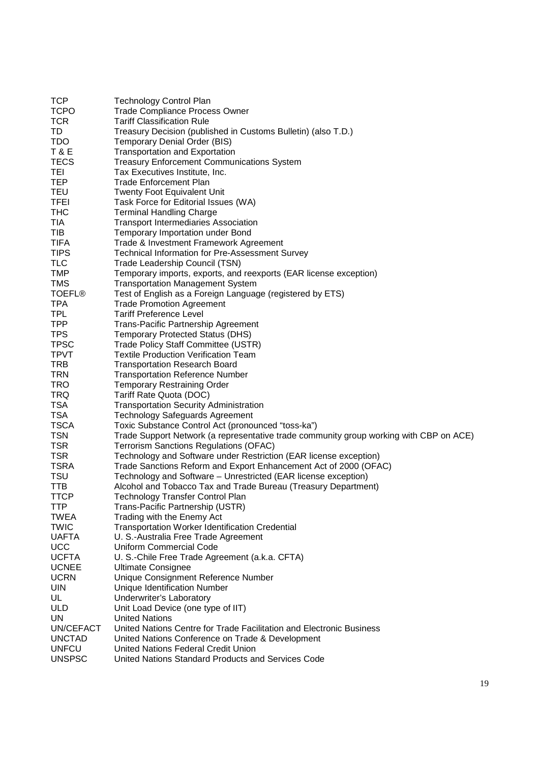| | |
|---|---|
| TCP | Technology Control Plan |
| TCPO | Trade Compliance Process Owner |
| TCR | Tariff Classification Rule |
| TD | Treasury Decision (published in Customs Bulletin) (also T.D.) |
| TDO | Temporary Denial Order (BIS) |
| T & E | Transportation and Exportation |
| TECS | Treasury Enforcement Communications System |
| TEI | Tax Executives Institute, Inc. |
| TEP | Trade Enforcement Plan |
| TEU | Twenty Foot Equivalent Unit |
| TFEI | Task Force for Editorial Issues (WA) |
| THC | Terminal Handling Charge |
| TIA | Transport Intermediaries Association |
| TIB | Temporary Importation under Bond |
| TIFA | Trade & Investment Framework Agreement |
| TIPS | Technical Information for Pre-Assessment Survey |
| TLC | Trade Leadership Council (TSN) |
| TMP | Temporary imports, exports, and reexports (EAR license exception) |
| TMS | Transportation Management System |
| TOEFL® | Test of English as a Foreign Language (registered by ETS) |
| TPA | Trade Promotion Agreement |
| TPL | Tariff Preference Level |
| TPP | Trans-Pacific Partnership Agreement |
| TPS | Temporary Protected Status (DHS) |
| TPSC | Trade Policy Staff Committee (USTR) |
| TPVT | Textile Production Verification Team |
| TRB | Transportation Research Board |
| TRN | Transportation Reference Number |
| TRO | Temporary Restraining Order |
| TRQ | Tariff Rate Quota (DOC) |
| TSA | Transportation Security Administration |
| TSA | Technology Safeguards Agreement |
| TSCA | Toxic Substance Control Act (pronounced "toss-ka") |
| TSN | Trade Support Network (a representative trade community group working with CBP on ACE) |
| TSR | Terrorism Sanctions Regulations (OFAC) |
| TSR | Technology and Software under Restriction (EAR license exception) |
| TSRA | Trade Sanctions Reform and Export Enhancement Act of 2000 (OFAC) |
| TSU | Technology and Software – Unrestricted (EAR license exception) |
| TTB | Alcohol and Tobacco Tax and Trade Bureau (Treasury Department) |
| TTCP | Technology Transfer Control Plan |
| TTP | Trans-Pacific Partnership (USTR) |
| TWEA | Trading with the Enemy Act |
| TWIC | Transportation Worker Identification Credential |
| UAFTA | U. S.-Australia Free Trade Agreement |
| UCC | Uniform Commercial Code |
| UCFTA | U. S.-Chile Free Trade Agreement (a.k.a. CFTA) |
| UCNEE | Ultimate Consignee |
| UCRN | Unique Consignment Reference Number |
| UIN | Unique Identification Number |
| UL | Underwriter's Laboratory |
| ULD | Unit Load Device (one type of IIT) |
| UN | United Nations |
| UN/CEFACT | United Nations Centre for Trade Facilitation and Electronic Business |
| UNCTAD | United Nations Conference on Trade & Development |
| UNFCU | United Nations Federal Credit Union |
| UNSPSC | United Nations Standard Products and Services Code |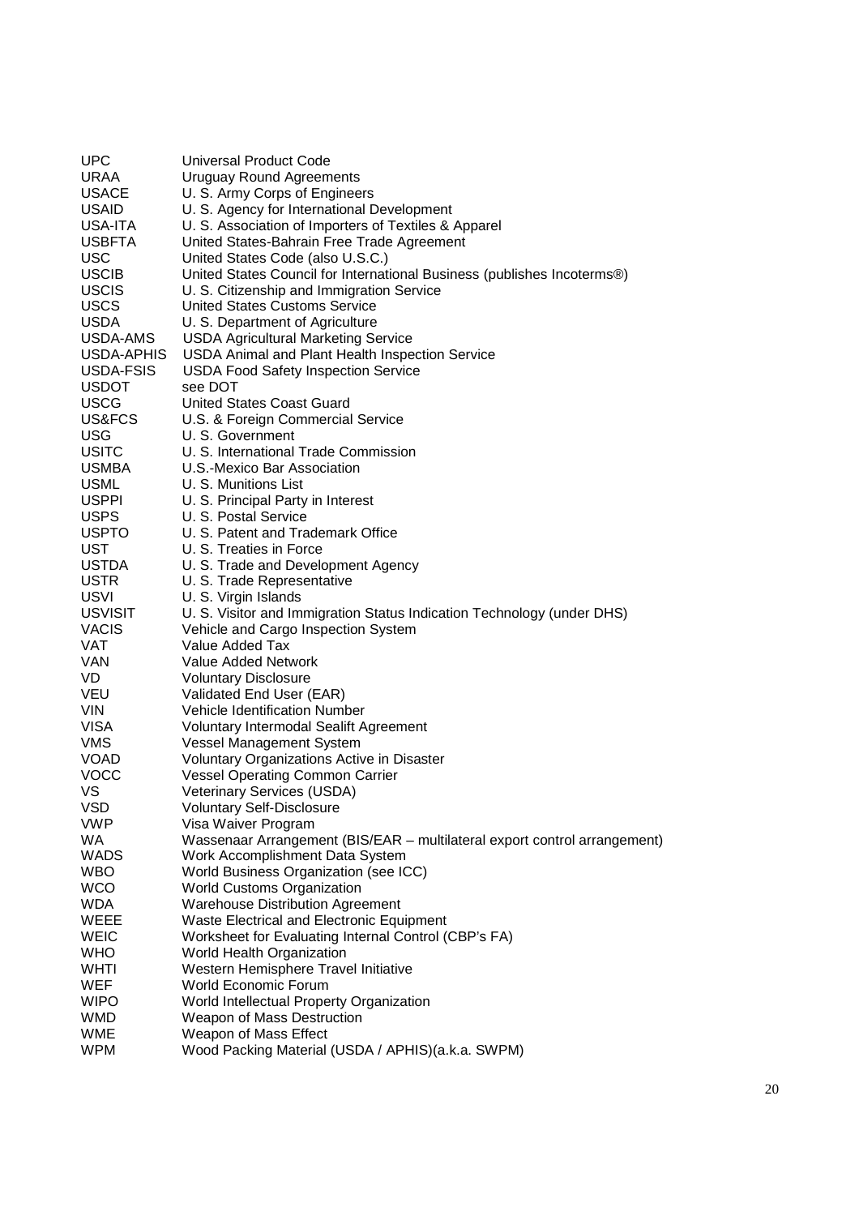| | |
|---|---|
| UPC | Universal Product Code |
| URAA | Uruguay Round Agreements |
| USACE | U. S. Army Corps of Engineers |
| USAID | U. S. Agency for International Development |
| USA-ITA | U. S. Association of Importers of Textiles & Apparel |
| USBFTA | United States-Bahrain Free Trade Agreement |
| USC | United States Code (also U.S.C.) |
| USCIB | United States Council for International Business (publishes Incoterms®) |
| USCIS | U. S. Citizenship and Immigration Service |
| USCS | United States Customs Service |
| USDA | U. S. Department of Agriculture |
| USDA-AMS | USDA Agricultural Marketing Service |
| USDA-APHIS | USDA Animal and Plant Health Inspection Service |
| USDA-FSIS | USDA Food Safety Inspection Service |
| USDOT | see DOT |
| USCG | United States Coast Guard |
| US&FCS | U.S. & Foreign Commercial Service |
| USG | U. S. Government |
| USITC | U. S. International Trade Commission |
| USMBA | U.S.-Mexico Bar Association |
| USML | U. S. Munitions List |
| USPPI | U. S. Principal Party in Interest |
| USPS | U. S. Postal Service |
| USPTO | U. S. Patent and Trademark Office |
| UST | U. S. Treaties in Force |
| USTDA | U. S. Trade and Development Agency |
| USTR | U. S. Trade Representative |
| USVI | U. S. Virgin Islands |
| USVISIT | U. S. Visitor and Immigration Status Indication Technology (under DHS) |
| VACIS | Vehicle and Cargo Inspection System |
| VAT | Value Added Tax |
| VAN | Value Added Network |
| VD | Voluntary Disclosure |
| VEU | Validated End User (EAR) |
| VIN | Vehicle Identification Number |
| VISA | Voluntary Intermodal Sealift Agreement |
| VMS | Vessel Management System |
| VOAD | Voluntary Organizations Active in Disaster |
| VOCC | Vessel Operating Common Carrier |
| VS | Veterinary Services (USDA) |
| VSD | Voluntary Self-Disclosure |
| VWP | Visa Waiver Program |
| WA | Wassenaar Arrangement (BIS/EAR – multilateral export control arrangement) |
| WADS | Work Accomplishment Data System |
| WBO | World Business Organization (see ICC) |
| WCO | World Customs Organization |
| WDA | Warehouse Distribution Agreement |
| WEEE | Waste Electrical and Electronic Equipment |
| WEIC | Worksheet for Evaluating Internal Control (CBP's FA) |
| WHO | World Health Organization |
| WHTI | Western Hemisphere Travel Initiative |
| WEF | World Economic Forum |
| WIPO | World Intellectual Property Organization |
| WMD | Weapon of Mass Destruction |
| WME | Weapon of Mass Effect |
| WPM | Wood Packing Material (USDA / APHIS)(a.k.a. SWPM) |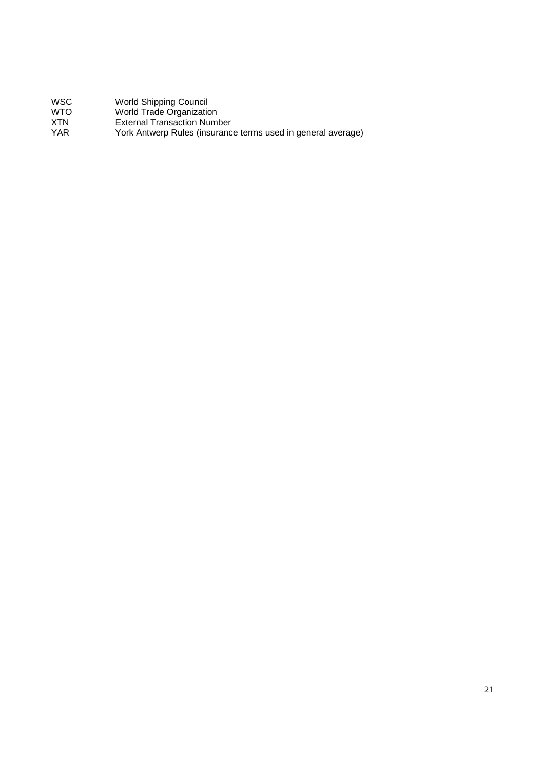| | |
|---|---|
| WSC | World Shipping Council |
| WTO | World Trade Organization |
| XTN | External Transaction Number |
| YAR | York Antwerp Rules (insurance terms used in general average) |